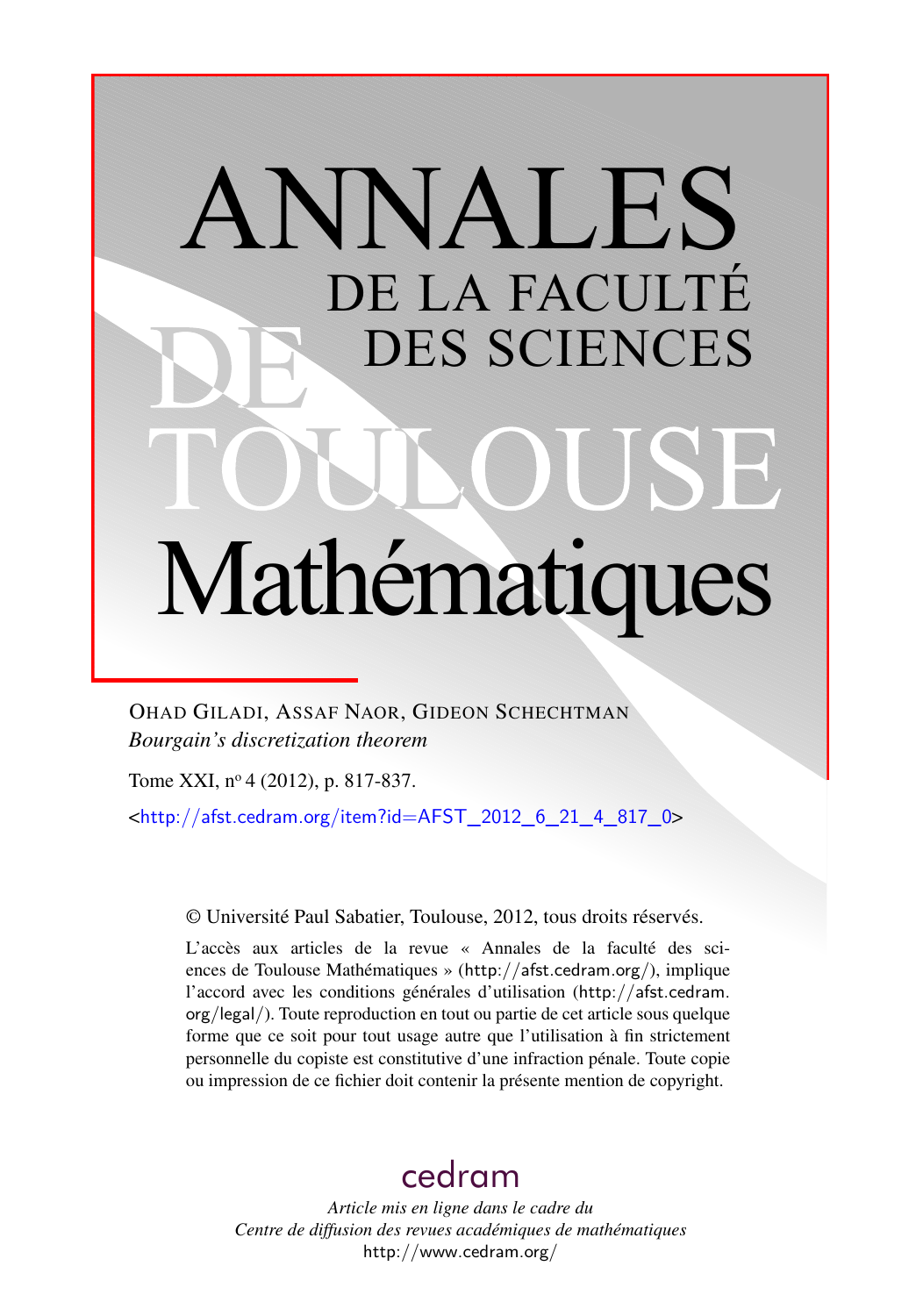# ANNALES DE LA FACULTÉ DES SCIENCES DE TOULOUSE Mathématiques

OHAD GILADI, ASSAF NAOR, GIDEON SCHECHTMAN

*Bourgain's discretization theorem*

Tome XXI, n° 4 (2012), p. 817-837.

<http://afst.cedram.org/item?id=AFST_2012_6_21_4_817_0>

© Université Paul Sabatier, Toulouse, 2012, tous droits réservés.

L'accès aux articles de la revue « Annales de la faculté des sciences de Toulouse Mathématiques » (http://afst.cedram.org/), implique l'accord avec les conditions générales d'utilisation (http://afst.cedram.org/legal/). Toute reproduction en tout ou partie de cet article sous quelque forme que ce soit pour tout usage autre que l'utilisation à fin strictement personnelle du copiste est constitutive d'une infraction pénale. Toute copie ou impression de ce fichier doit contenir la présente mention de copyright.

cedram

*Article mis en ligne dans le cadre du Centre de diffusion des revues académiques de mathématiques*

http://www.cedram.org/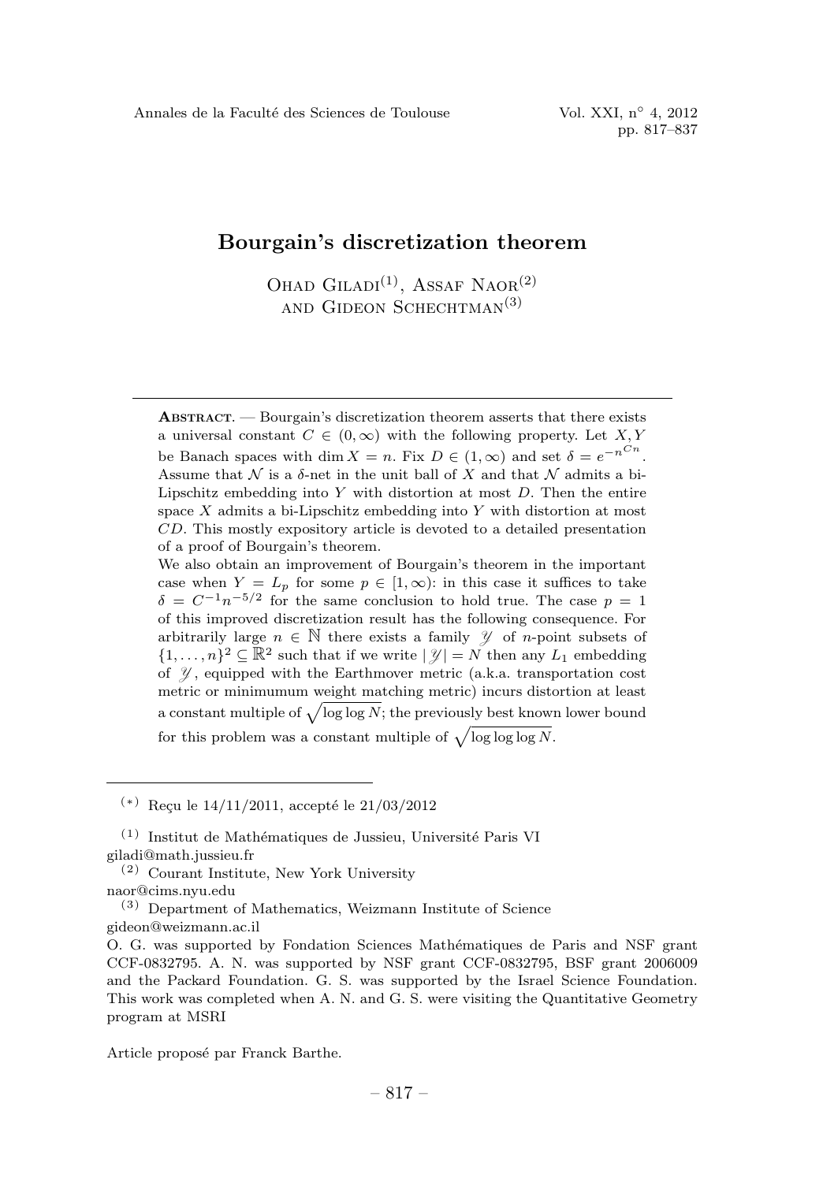# Bourgain's discretization theorem

Ohad Giladi[(1)], Assaf Naor[(2)] and Gideon Schechtman[(3)]

---

**Abstract.** — Bourgain's discretization theorem asserts that there exists a universal constant $C \in (0, \infty)$ with the following property. Let $X, Y$ be Banach spaces with $\dim X = n$. Fix $D \in (1, \infty)$ and set $\delta = e^{-n^{Cn}}$. Assume that $\mathcal{N}$ is a $\delta$-net in the unit ball of $X$ and that $\mathcal{N}$ admits a bi-Lipschitz embedding into $Y$ with distortion at most $D$. Then the entire space $X$ admits a bi-Lipschitz embedding into $Y$ with distortion at most $CD$. This mostly expository article is devoted to a detailed presentation of a proof of Bourgain's theorem.

We also obtain an improvement of Bourgain's theorem in the important case when $Y = L_p$ for some $p \in [1, \infty)$: in this case it suffices to take $\delta = C^{-1}n^{-5/2}$ for the same conclusion to hold true. The case $p = 1$ of this improved discretization result has the following consequence. For arbitrarily large $n \in \mathbb{N}$ there exists a family $\mathscr{Y}$ of $n$-point subsets of $\{1, \ldots, n\}^2 \subseteq \mathbb{R}^2$ such that if we write $|\mathscr{Y}| = N$ then any $L_1$ embedding of $\mathscr{Y}$, equipped with the Earthmover metric (a.k.a. transportation cost metric or minimumum weight matching metric) incurs distortion at least a constant multiple of $\sqrt{\log \log N}$; the previously best known lower bound for this problem was a constant multiple of $\sqrt{\log \log \log N}$.

---

[(*)] Reçu le 14/11/2011, accepté le 21/03/2012

[(1)] Institut de Mathématiques de Jussieu, Université Paris VI
giladi@math.jussieu.fr

[(2)] Courant Institute, New York University
naor@cims.nyu.edu

[(3)] Department of Mathematics, Weizmann Institute of Science
gideon@weizmann.ac.il

O. G. was supported by Fondation Sciences Mathématiques de Paris and NSF grant CCF-0832795. A. N. was supported by NSF grant CCF-0832795, BSF grant 2006009 and the Packard Foundation. G. S. was supported by the Israel Science Foundation. This work was completed when A. N. and G. S. were visiting the Quantitative Geometry program at MSRI

Article proposé par Franck Barthe.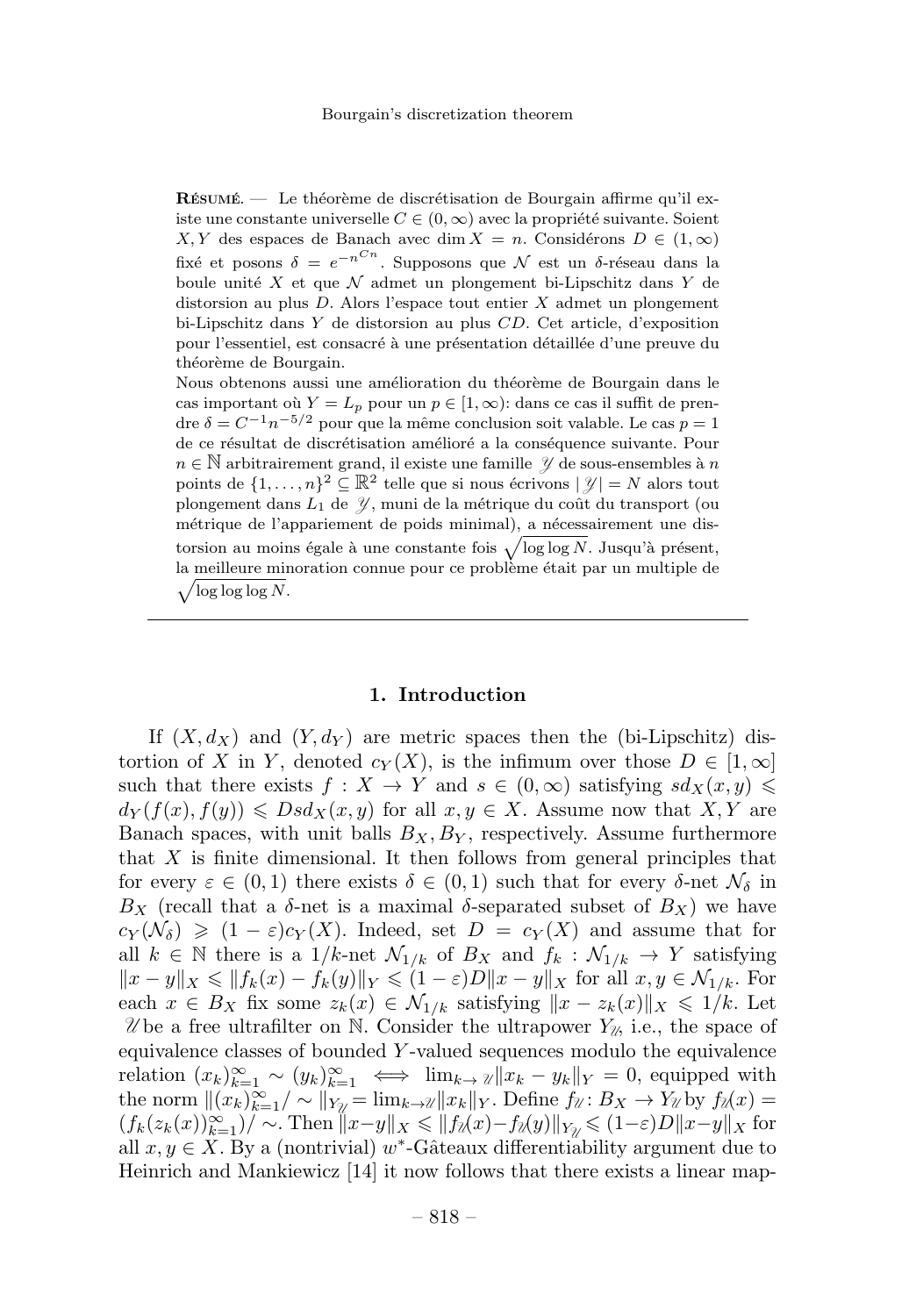**Résumé.** — Le théorème de discrétisation de Bourgain affirme qu'il existe une constante universelle $C \in (0,\infty)$ avec la propriété suivante. Soient $X, Y$ des espaces de Banach avec $\dim X = n$. Considérons $D \in (1,\infty)$ fixé et posons $\delta = e^{-n^{Cn}}$. Supposons que $\mathcal{N}$ est un $\delta$-réseau dans la boule unité $X$ et que $\mathcal{N}$ admet un plongement bi-Lipschitz dans $Y$ de distorsion au plus $D$. Alors l'espace tout entier $X$ admet un plongement bi-Lipschitz dans $Y$ de distorsion au plus $CD$. Cet article, d'exposition pour l'essentiel, est consacré à une présentation détaillée d'une preuve du théorème de Bourgain.

Nous obtenons aussi une amélioration du théorème de Bourgain dans le cas important où $Y = L_p$ pour un $p \in [1,\infty)$: dans ce cas il suffit de prendre $\delta = C^{-1}n^{-5/2}$ pour que la même conclusion soit valable. Le cas $p = 1$ de ce résultat de discrétisation amélioré a la conséquence suivante. Pour $n \in \mathbb{N}$ arbitrairement grand, il existe une famille $\mathscr{Y}$ de sous-ensembles à $n$ points de $\{1,\ldots,n\}^2 \subseteq \mathbb{R}^2$ telle que si nous écrivons $|\mathscr{Y}| = N$ alors tout plongement dans $L_1$ de $\mathscr{Y}$, muni de la métrique du coût du transport (ou métrique de l'appariement de poids minimal), a nécessairement une distorsion au moins égale à une constante fois $\sqrt{\log\log N}$. Jusqu'à présent, la meilleure minoration connue pour ce problème était par un multiple de $\sqrt{\log\log\log N}$.

## 1. Introduction

If $(X, d_X)$ and $(Y, d_Y)$ are metric spaces then the (bi-Lipschitz) distortion of $X$ in $Y$, denoted $c_Y(X)$, is the infimum over those $D \in [1,\infty]$ such that there exists $f : X \to Y$ and $s \in (0,\infty)$ satisfying $sd_X(x,y) \leqslant d_Y(f(x), f(y)) \leqslant Dsd_X(x,y)$ for all $x, y \in X$. Assume now that $X, Y$ are Banach spaces, with unit balls $B_X, B_Y$, respectively. Assume furthermore that $X$ is finite dimensional. It then follows from general principles that for every $\varepsilon \in (0,1)$ there exists $\delta \in (0,1)$ such that for every $\delta$-net $\mathcal{N}_\delta$ in $B_X$ (recall that a $\delta$-net is a maximal $\delta$-separated subset of $B_X$) we have $c_Y(\mathcal{N}_\delta) \geqslant (1-\varepsilon)c_Y(X)$. Indeed, set $D = c_Y(X)$ and assume that for all $k \in \mathbb{N}$ there is a $1/k$-net $\mathcal{N}_{1/k}$ of $B_X$ and $f_k : \mathcal{N}_{1/k} \to Y$ satisfying $\|x-y\|_X \leqslant \|f_k(x) - f_k(y)\|_Y \leqslant (1-\varepsilon)D\|x-y\|_X$ for all $x, y \in \mathcal{N}_{1/k}$. For each $x \in B_X$ fix some $z_k(x) \in \mathcal{N}_{1/k}$ satisfying $\|x - z_k(x)\|_X \leqslant 1/k$. Let $\mathscr{U}$ be a free ultrafilter on $\mathbb{N}$. Consider the ultrapower $Y_{\mathscr{U}}$, i.e., the space of equivalence classes of bounded $Y$-valued sequences modulo the equivalence relation $(x_k)_{k=1}^\infty \sim (y_k)_{k=1}^\infty \iff \lim_{k\to\mathscr{U}}\|x_k - y_k\|_Y = 0$, equipped with the norm $\|(x_k)_{k=1}^\infty/\sim\|_{Y_{\mathscr{U}}} = \lim_{k\to\mathscr{U}}\|x_k\|_Y$. Define $f_{\mathscr{U}} : B_X \to Y_{\mathscr{U}}$ by $f_{\mathscr{U}}(x) = (f_k(z_k(x)))_{k=1}^\infty/\sim$. Then $\|x-y\|_X \leqslant \|f_{\mathscr{U}}(x) - f_{\mathscr{U}}(y)\|_{Y_{\mathscr{U}}} \leqslant (1-\varepsilon)D\|x-y\|_X$ for all $x, y \in X$. By a (nontrivial) $w^*$-Gâteaux differentiability argument due to Heinrich and Mankiewicz [14] it now follows that there exists a linear map-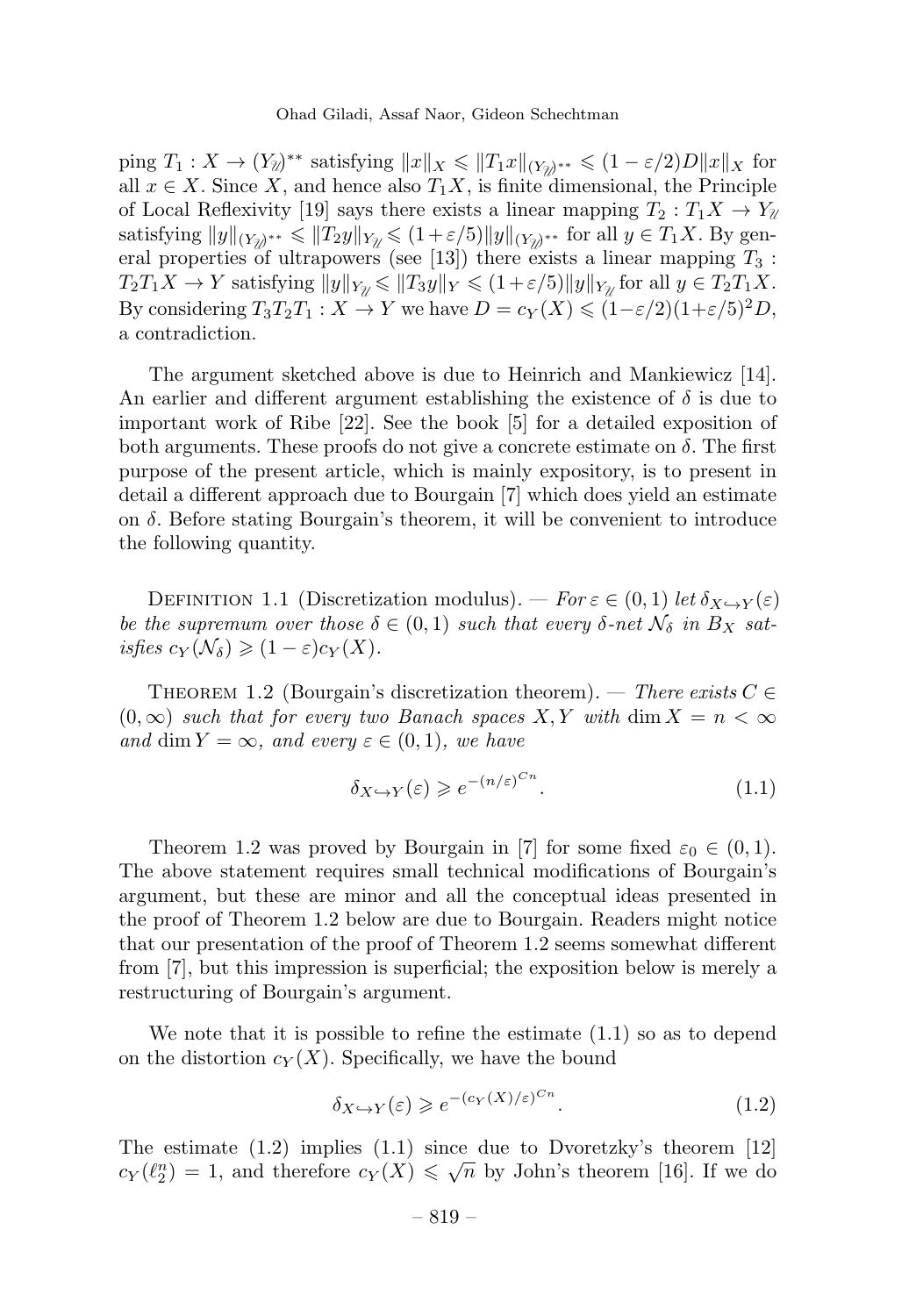ping $T_1 : X \to (Y_{\mathscr{U}})^{**}$ satisfying $\|x\|_X \leqslant \|T_1 x\|_{(Y_{\mathscr{U}})^{**}} \leqslant (1-\varepsilon/2)D\|x\|_X$ for all $x \in X$. Since $X$, and hence also $T_1X$, is finite dimensional, the Principle of Local Reflexivity [19] says there exists a linear mapping $T_2 : T_1X \to Y_{\mathscr{U}}$ satisfying $\|y\|_{(Y_{\mathscr{U}})^{**}} \leqslant \|T_2 y\|_{Y_{\mathscr{U}}} \leqslant (1+\varepsilon/5)\|y\|_{(Y_{\mathscr{U}})^{**}}$ for all $y \in T_1X$. By general properties of ultrapowers (see [13]) there exists a linear mapping $T_3 : T_2T_1X \to Y$ satisfying $\|y\|_{Y_{\mathscr{U}}} \leqslant \|T_3 y\|_Y \leqslant (1+\varepsilon/5)\|y\|_{Y_{\mathscr{U}}}$ for all $y \in T_2T_1X$. By considering $T_3T_2T_1 : X \to Y$ we have $D = c_Y(X) \leqslant (1-\varepsilon/2)(1+\varepsilon/5)^2 D$, a contradiction.

The argument sketched above is due to Heinrich and Mankiewicz [14]. An earlier and different argument establishing the existence of $\delta$ is due to important work of Ribe [22]. See the book [5] for a detailed exposition of both arguments. These proofs do not give a concrete estimate on $\delta$. The first purpose of the present article, which is mainly expository, is to present in detail a different approach due to Bourgain [7] which does yield an estimate on $\delta$. Before stating Bourgain's theorem, it will be convenient to introduce the following quantity.

Definition 1.1 (Discretization modulus). — *For $\varepsilon \in (0,1)$ let $\delta_{X \hookrightarrow Y}(\varepsilon)$ be the supremum over those $\delta \in (0,1)$ such that every $\delta$-net $\mathcal{N}_\delta$ in $B_X$ satisfies $c_Y(\mathcal{N}_\delta) \geqslant (1-\varepsilon)c_Y(X)$.*

Theorem 1.2 (Bourgain's discretization theorem). — *There exists $C \in (0,\infty)$ such that for every two Banach spaces $X, Y$ with $\dim X = n < \infty$ and $\dim Y = \infty$, and every $\varepsilon \in (0,1)$, we have*

$$\delta_{X \hookrightarrow Y}(\varepsilon) \geqslant e^{-(n/\varepsilon)^{Cn}}. \tag{1.1}$$

Theorem 1.2 was proved by Bourgain in [7] for some fixed $\varepsilon_0 \in (0,1)$. The above statement requires small technical modifications of Bourgain's argument, but these are minor and all the conceptual ideas presented in the proof of Theorem 1.2 below are due to Bourgain. Readers might notice that our presentation of the proof of Theorem 1.2 seems somewhat different from [7], but this impression is superficial; the exposition below is merely a restructuring of Bourgain's argument.

We note that it is possible to refine the estimate (1.1) so as to depend on the distortion $c_Y(X)$. Specifically, we have the bound

$$\delta_{X \hookrightarrow Y}(\varepsilon) \geqslant e^{-(c_Y(X)/\varepsilon)^{Cn}}. \tag{1.2}$$

The estimate (1.2) implies (1.1) since due to Dvoretzky's theorem [12] $c_Y(\ell_2^n) = 1$, and therefore $c_Y(X) \leqslant \sqrt{n}$ by John's theorem [16]. If we do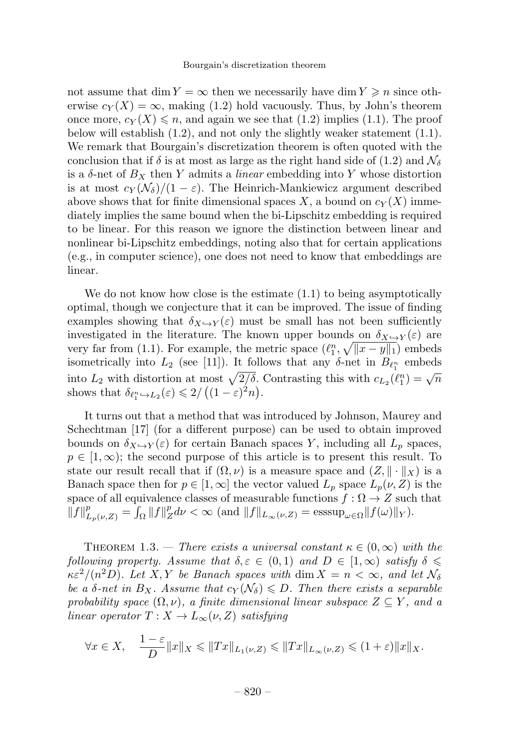not assume that $\dim Y = \infty$ then we necessarily have $\dim Y \geqslant n$ since otherwise $c_Y(X) = \infty$, making (1.2) hold vacuously. Thus, by John's theorem once more, $c_Y(X) \leqslant n$, and again we see that (1.2) implies (1.1). The proof below will establish (1.2), and not only the slightly weaker statement (1.1). We remark that Bourgain's discretization theorem is often quoted with the conclusion that if $\delta$ is at most as large as the right hand side of (1.2) and $\mathcal{N}_\delta$ is a $\delta$-net of $B_X$ then $Y$ admits a *linear* embedding into $Y$ whose distortion is at most $c_Y(\mathcal{N}_\delta)/(1-\varepsilon)$. The Heinrich-Mankiewicz argument described above shows that for finite dimensional spaces $X$, a bound on $c_Y(X)$ immediately implies the same bound when the bi-Lipschitz embedding is required to be linear. For this reason we ignore the distinction between linear and nonlinear bi-Lipschitz embeddings, noting also that for certain applications (e.g., in computer science), one does not need to know that embeddings are linear.

We do not know how close is the estimate (1.1) to being asymptotically optimal, though we conjecture that it can be improved. The issue of finding examples showing that $\delta_{X\hookrightarrow Y}(\varepsilon)$ must be small has not been sufficiently investigated in the literature. The known upper bounds on $\delta_{X\hookrightarrow Y}(\varepsilon)$ are very far from (1.1). For example, the metric space $(\ell_1^n, \sqrt{\|x-y\|_1})$ embeds isometrically into $L_2$ (see [11]). It follows that any $\delta$-net in $B_{\ell_1^n}$ embeds into $L_2$ with distortion at most $\sqrt{2/\delta}$. Contrasting this with $c_{L_2}(\ell_1^n) = \sqrt{n}$ shows that $\delta_{\ell_1^n\hookrightarrow L_2}(\varepsilon) \leqslant 2/\left((1-\varepsilon)^2 n\right)$.

It turns out that a method that was introduced by Johnson, Maurey and Schechtman [17] (for a different purpose) can be used to obtain improved bounds on $\delta_{X\hookrightarrow Y}(\varepsilon)$ for certain Banach spaces $Y$, including all $L_p$ spaces, $p \in [1,\infty)$; the second purpose of this article is to present this result. To state our result recall that if $(\Omega,\nu)$ is a measure space and $(Z,\|\cdot\|_X)$ is a Banach space then for $p \in [1,\infty]$ the vector valued $L_p$ space $L_p(\nu, Z)$ is the space of all equivalence classes of measurable functions $f : \Omega \to Z$ such that $\|f\|_{L_p(\nu,Z)}^p = \int_\Omega \|f\|_Z^p d\nu < \infty$ (and $\|f\|_{L_\infty(\nu,Z)} = \operatorname{esssup}_{\omega\in\Omega}\|f(\omega)\|_Y$).

Theorem 1.3. — *There exists a universal constant $\kappa \in (0,\infty)$ with the following property. Assume that $\delta, \varepsilon \in (0,1)$ and $D \in [1,\infty)$ satisfy $\delta \leqslant \kappa\varepsilon^2/(n^2 D)$. Let $X, Y$ be Banach spaces with $\dim X = n < \infty$, and let $\mathcal{N}_\delta$ be a $\delta$-net in $B_X$. Assume that $c_Y(\mathcal{N}_\delta) \leqslant D$. Then there exists a separable probability space $(\Omega,\nu)$, a finite dimensional linear subspace $Z \subseteq Y$, and a linear operator $T : X \to L_\infty(\nu, Z)$ satisfying*

$$\forall x \in X, \quad \frac{1-\varepsilon}{D}\|x\|_X \leqslant \|Tx\|_{L_1(\nu,Z)} \leqslant \|Tx\|_{L_\infty(\nu,Z)} \leqslant (1+\varepsilon)\|x\|_X.$$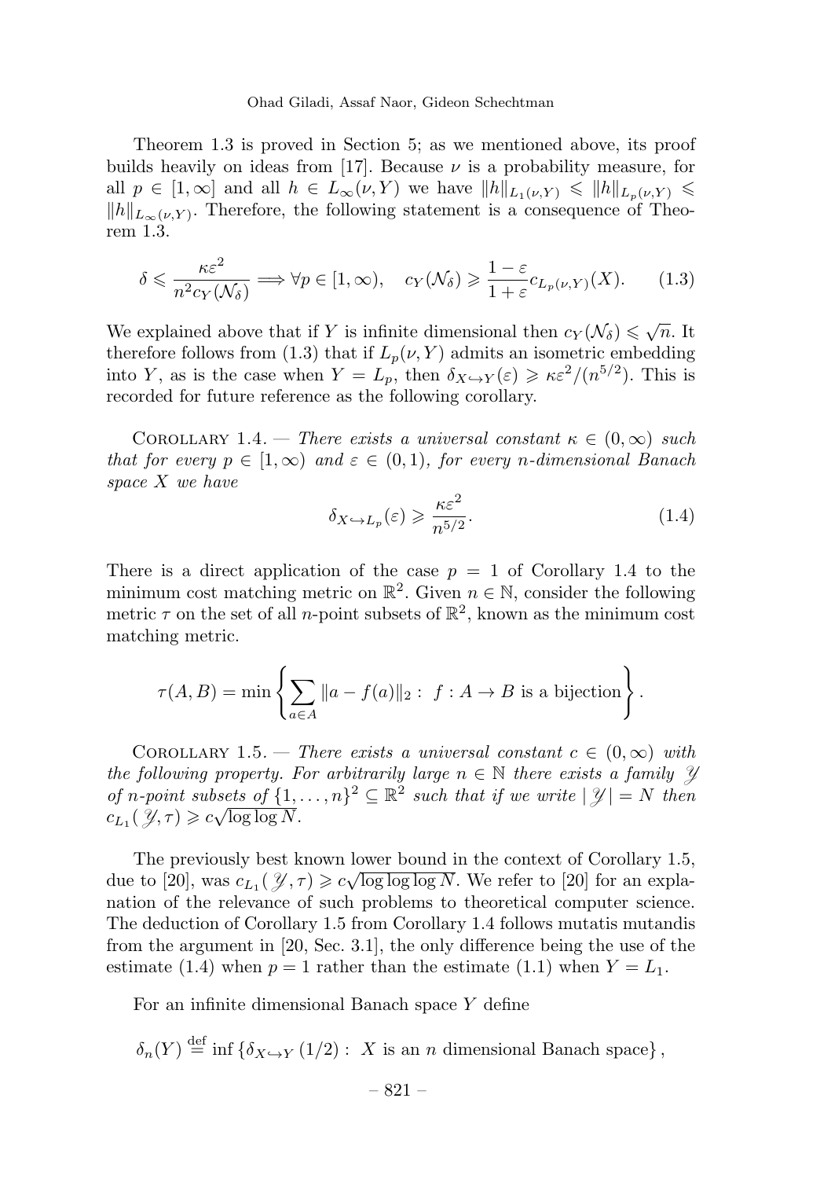Theorem 1.3 is proved in Section 5; as we mentioned above, its proof builds heavily on ideas from [17]. Because $\nu$ is a probability measure, for all $p \in [1,\infty]$ and all $h \in L_\infty(\nu, Y)$ we have $\|h\|_{L_1(\nu,Y)} \leqslant \|h\|_{L_p(\nu,Y)} \leqslant \|h\|_{L_\infty(\nu,Y)}$. Therefore, the following statement is a consequence of Theorem 1.3.

$$\delta \leqslant \frac{\kappa\varepsilon^2}{n^2 c_Y(\mathcal{N}_\delta)} \Longrightarrow \forall p \in [1,\infty), \quad c_Y(\mathcal{N}_\delta) \geqslant \frac{1-\varepsilon}{1+\varepsilon} c_{L_p(\nu,Y)}(X). \tag{1.3}$$

We explained above that if $Y$ is infinite dimensional then $c_Y(\mathcal{N}_\delta) \leqslant \sqrt{n}$. It therefore follows from (1.3) that if $L_p(\nu, Y)$ admits an isometric embedding into $Y$, as is the case when $Y = L_p$, then $\delta_{X \hookrightarrow Y}(\varepsilon) \geqslant \kappa\varepsilon^2/(n^{5/2})$. This is recorded for future reference as the following corollary.

Corollary 1.4. — *There exists a universal constant $\kappa \in (0,\infty)$ such that for every $p \in [1,\infty)$ and $\varepsilon \in (0,1)$, for every $n$-dimensional Banach space $X$ we have*

$$\delta_{X \hookrightarrow L_p}(\varepsilon) \geqslant \frac{\kappa\varepsilon^2}{n^{5/2}}. \tag{1.4}$$

There is a direct application of the case $p = 1$ of Corollary 1.4 to the minimum cost matching metric on $\mathbb{R}^2$. Given $n \in \mathbb{N}$, consider the following metric $\tau$ on the set of all $n$-point subsets of $\mathbb{R}^2$, known as the minimum cost matching metric.

$$\tau(A, B) = \min\left\{ \sum_{a \in A} \|a - f(a)\|_2 : \ f : A \to B \text{ is a bijection} \right\}.$$

Corollary 1.5. — *There exists a universal constant $c \in (0,\infty)$ with the following property. For arbitrarily large $n \in \mathbb{N}$ there exists a family $\mathscr{Y}$ of $n$-point subsets of $\{1,\ldots,n\}^2 \subseteq \mathbb{R}^2$ such that if we write $|\mathscr{Y}| = N$ then $c_{L_1}(\mathscr{Y}, \tau) \geqslant c\sqrt{\log\log N}$.*

The previously best known lower bound in the context of Corollary 1.5, due to [20], was $c_{L_1}(\mathscr{Y}, \tau) \geqslant c\sqrt{\log\log\log N}$. We refer to [20] for an explanation of the relevance of such problems to theoretical computer science. The deduction of Corollary 1.5 from Corollary 1.4 follows mutatis mutandis from the argument in [20, Sec. 3.1], the only difference being the use of the estimate (1.4) when $p = 1$ rather than the estimate (1.1) when $Y = L_1$.

For an infinite dimensional Banach space $Y$ define

$$\delta_n(Y) \stackrel{\text{def}}{=} \inf\left\{ \delta_{X \hookrightarrow Y}(1/2) : \ X \text{ is an } n \text{ dimensional Banach space} \right\},$$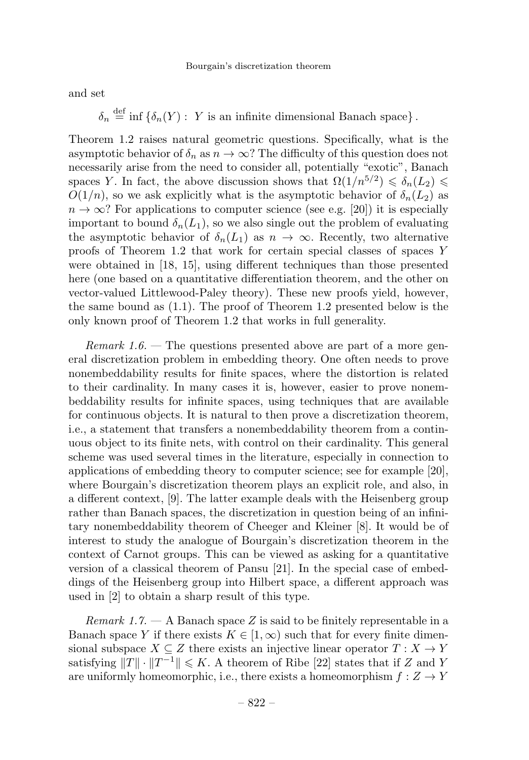and set

$$\delta_n \stackrel{\text{def}}{=} \inf \{\delta_n(Y) : \ Y \text{ is an infinite dimensional Banach space}\}.$$

Theorem 1.2 raises natural geometric questions. Specifically, what is the asymptotic behavior of $\delta_n$ as $n \to \infty$? The difficulty of this question does not necessarily arise from the need to consider all, potentially "exotic", Banach spaces $Y$. In fact, the above discussion shows that $\Omega(1/n^{5/2}) \leqslant \delta_n(L_2) \leqslant O(1/n)$, so we ask explicitly what is the asymptotic behavior of $\delta_n(L_2)$ as $n \to \infty$? For applications to computer science (see e.g. [20]) it is especially important to bound $\delta_n(L_1)$, so we also single out the problem of evaluating the asymptotic behavior of $\delta_n(L_1)$ as $n \to \infty$. Recently, two alternative proofs of Theorem 1.2 that work for certain special classes of spaces $Y$ were obtained in [18, 15], using different techniques than those presented here (one based on a quantitative differentiation theorem, and the other on vector-valued Littlewood-Paley theory). These new proofs yield, however, the same bound as (1.1). The proof of Theorem 1.2 presented below is the only known proof of Theorem 1.2 that works in full generality.

*Remark 1.6.* — The questions presented above are part of a more general discretization problem in embedding theory. One often needs to prove nonembeddability results for finite spaces, where the distortion is related to their cardinality. In many cases it is, however, easier to prove nonembeddability results for infinite spaces, using techniques that are available for continuous objects. It is natural to then prove a discretization theorem, i.e., a statement that transfers a nonembeddability theorem from a continuous object to its finite nets, with control on their cardinality. This general scheme was used several times in the literature, especially in connection to applications of embedding theory to computer science; see for example [20], where Bourgain's discretization theorem plays an explicit role, and also, in a different context, [9]. The latter example deals with the Heisenberg group rather than Banach spaces, the discretization in question being of an infinitary nonembeddability theorem of Cheeger and Kleiner [8]. It would be of interest to study the analogue of Bourgain's discretization theorem in the context of Carnot groups. This can be viewed as asking for a quantitative version of a classical theorem of Pansu [21]. In the special case of embeddings of the Heisenberg group into Hilbert space, a different approach was used in [2] to obtain a sharp result of this type.

*Remark 1.7.* — A Banach space $Z$ is said to be finitely representable in a Banach space $Y$ if there exists $K \in [1, \infty)$ such that for every finite dimensional subspace $X \subseteq Z$ there exists an injective linear operator $T : X \to Y$ satisfying $\|T\| \cdot \|T^{-1}\| \leqslant K$. A theorem of Ribe [22] states that if $Z$ and $Y$ are uniformly homeomorphic, i.e., there exists a homeomorphism $f : Z \to Y$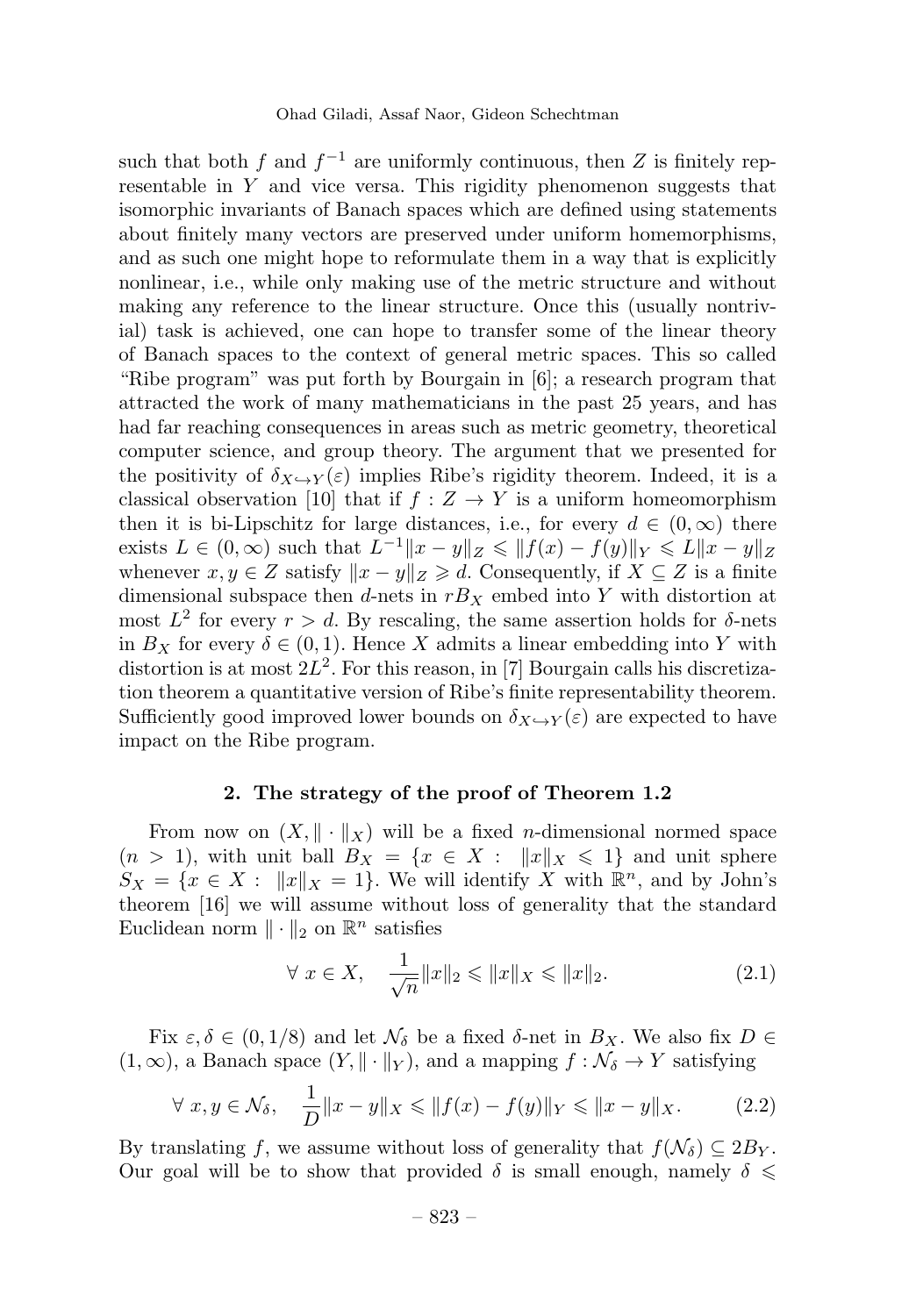such that both $f$ and $f^{-1}$ are uniformly continuous, then $Z$ is finitely representable in $Y$ and vice versa. This rigidity phenomenon suggests that isomorphic invariants of Banach spaces which are defined using statements about finitely many vectors are preserved under uniform homemorphisms, and as such one might hope to reformulate them in a way that is explicitly nonlinear, i.e., while only making use of the metric structure and without making any reference to the linear structure. Once this (usually nontrivial) task is achieved, one can hope to transfer some of the linear theory of Banach spaces to the context of general metric spaces. This so called "Ribe program" was put forth by Bourgain in [6]; a research program that attracted the work of many mathematicians in the past 25 years, and has had far reaching consequences in areas such as metric geometry, theoretical computer science, and group theory. The argument that we presented for the positivity of $\delta_{X\hookrightarrow Y}(\varepsilon)$ implies Ribe's rigidity theorem. Indeed, it is a classical observation [10] that if $f : Z \to Y$ is a uniform homeomorphism then it is bi-Lipschitz for large distances, i.e., for every $d \in (0,\infty)$ there exists $L \in (0,\infty)$ such that $L^{-1}\|x-y\|_Z \leqslant \|f(x)-f(y)\|_Y \leqslant L\|x-y\|_Z$ whenever $x, y \in Z$ satisfy $\|x-y\|_Z \geqslant d$. Consequently, if $X \subseteq Z$ is a finite dimensional subspace then $d$-nets in $rB_X$ embed into $Y$ with distortion at most $L^2$ for every $r > d$. By rescaling, the same assertion holds for $\delta$-nets in $B_X$ for every $\delta \in (0,1)$. Hence $X$ admits a linear embedding into $Y$ with distortion is at most $2L^2$. For this reason, in [7] Bourgain calls his discretization theorem a quantitative version of Ribe's finite representability theorem. Sufficiently good improved lower bounds on $\delta_{X\hookrightarrow Y}(\varepsilon)$ are expected to have impact on the Ribe program.

## 2. The strategy of the proof of Theorem 1.2

From now on $(X, \|\cdot\|_X)$ will be a fixed $n$-dimensional normed space ($n > 1$), with unit ball $B_X = \{x \in X : \|x\|_X \leqslant 1\}$ and unit sphere $S_X = \{x \in X : \|x\|_X = 1\}$. We will identify $X$ with $\mathbb{R}^n$, and by John's theorem [16] we will assume without loss of generality that the standard Euclidean norm $\|\cdot\|_2$ on $\mathbb{R}^n$ satisfies

$$\forall\ x \in X, \quad \frac{1}{\sqrt{n}}\|x\|_2 \leqslant \|x\|_X \leqslant \|x\|_2. \tag{2.1}$$

Fix $\varepsilon, \delta \in (0, 1/8)$ and let $\mathcal{N}_\delta$ be a fixed $\delta$-net in $B_X$. We also fix $D \in (1,\infty)$, a Banach space $(Y, \|\cdot\|_Y)$, and a mapping $f : \mathcal{N}_\delta \to Y$ satisfying

$$\forall\ x, y \in \mathcal{N}_\delta, \quad \frac{1}{D}\|x-y\|_X \leqslant \|f(x)-f(y)\|_Y \leqslant \|x-y\|_X. \tag{2.2}$$

By translating $f$, we assume without loss of generality that $f(\mathcal{N}_\delta) \subseteq 2B_Y$. Our goal will be to show that provided $\delta$ is small enough, namely $\delta \leqslant$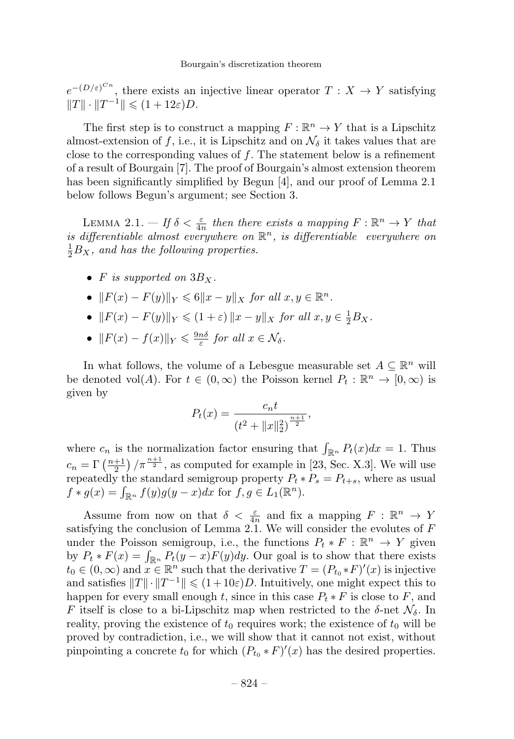$e^{-(D/\varepsilon)^{Cn}}$, there exists an injective linear operator $T : X \to Y$ satisfying $\|T\| \cdot \|T^{-1}\| \leqslant (1 + 12\varepsilon)D$.

The first step is to construct a mapping $F : \mathbb{R}^n \to Y$ that is a Lipschitz almost-extension of $f$, i.e., it is Lipschitz and on $\mathcal{N}_\delta$ it takes values that are close to the corresponding values of $f$. The statement below is a refinement of a result of Bourgain [7]. The proof of Bourgain's almost extension theorem has been significantly simplified by Begun [4], and our proof of Lemma 2.1 below follows Begun's argument; see Section 3.

Lemma 2.1. — *If $\delta < \frac{\varepsilon}{4n}$ then there exists a mapping $F : \mathbb{R}^n \to Y$ that is differentiable almost everywhere on $\mathbb{R}^n$, is differentiable everywhere on $\frac{1}{2}B_X$, and has the following properties.*

- *$F$ is supported on $3B_X$.*
- *$\|F(x) - F(y)\|_Y \leqslant 6\|x - y\|_X$ for all $x, y \in \mathbb{R}^n$.*
- *$\|F(x) - F(y)\|_Y \leqslant (1 + \varepsilon) \|x - y\|_X$ for all $x, y \in \frac{1}{2}B_X$.*
- *$\|F(x) - f(x)\|_Y \leqslant \frac{9n\delta}{\varepsilon}$ for all $x \in \mathcal{N}_\delta$.*

In what follows, the volume of a Lebesgue measurable set $A \subseteq \mathbb{R}^n$ will be denoted $\mathrm{vol}(A)$. For $t \in (0, \infty)$ the Poisson kernel $P_t : \mathbb{R}^n \to [0, \infty)$ is given by

$$P_t(x) = \frac{c_n t}{\left(t^2 + \|x\|_2^2\right)^{\frac{n+1}{2}}},$$

where $c_n$ is the normalization factor ensuring that $\int_{\mathbb{R}^n} P_t(x)dx = 1$. Thus $c_n = \Gamma\left(\frac{n+1}{2}\right)/\pi^{\frac{n+1}{2}}$, as computed for example in [23, Sec. X.3]. We will use repeatedly the standard semigroup property $P_t * P_s = P_{t+s}$, where as usual $f * g(x) = \int_{\mathbb{R}^n} f(y)g(y - x)dx$ for $f, g \in L_1(\mathbb{R}^n)$.

Assume from now on that $\delta < \frac{\varepsilon}{4n}$ and fix a mapping $F : \mathbb{R}^n \to Y$ satisfying the conclusion of Lemma 2.1. We will consider the evolutes of $F$ under the Poisson semigroup, i.e., the functions $P_t * F : \mathbb{R}^n \to Y$ given by $P_t * F(x) = \int_{\mathbb{R}^n} P_t(y - x)F(y)dy$. Our goal is to show that there exists $t_0 \in (0, \infty)$ and $x \in \mathbb{R}^n$ such that the derivative $T = (P_{t_0} * F)'(x)$ is injective and satisfies $\|T\| \cdot \|T^{-1}\| \leqslant (1 + 10\varepsilon)D$. Intuitively, one might expect this to happen for every small enough $t$, since in this case $P_t * F$ is close to $F$, and $F$ itself is close to a bi-Lipschitz map when restricted to the $\delta$-net $\mathcal{N}_\delta$. In reality, proving the existence of $t_0$ requires work; the existence of $t_0$ will be proved by contradiction, i.e., we will show that it cannot not exist, without pinpointing a concrete $t_0$ for which $(P_{t_0} * F)'(x)$ has the desired properties.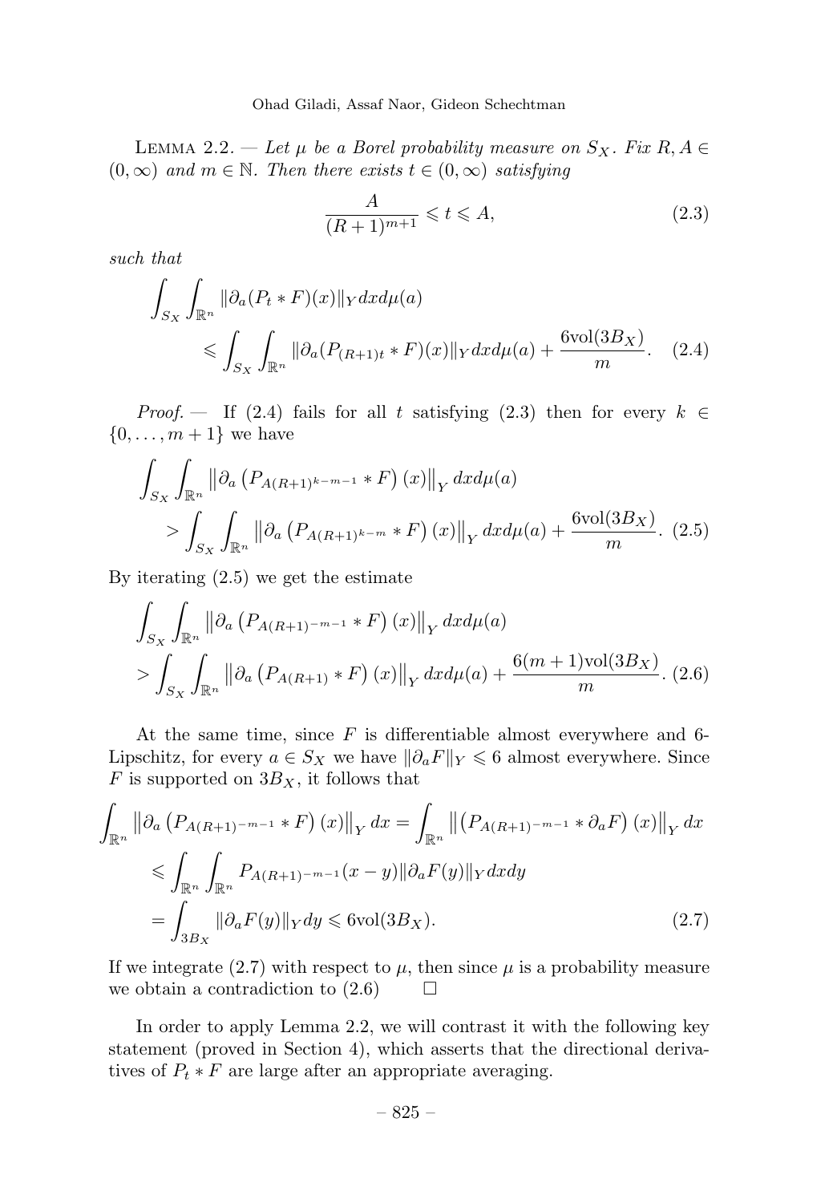Lemma 2.2. — *Let $\mu$ be a Borel probability measure on $S_X$. Fix $R, A \in (0,\infty)$ and $m \in \mathbb{N}$. Then there exists $t \in (0,\infty)$ satisfying*

$$\frac{A}{(R+1)^{m+1}} \leqslant t \leqslant A, \tag{2.3}$$

*such that*

$$\int_{S_X}\int_{\mathbb{R}^n} \|\partial_a(P_t * F)(x)\|_Y dx d\mu(a) \leqslant \int_{S_X}\int_{\mathbb{R}^n} \|\partial_a(P_{(R+1)t} * F)(x)\|_Y dx d\mu(a) + \frac{6\mathrm{vol}(3B_X)}{m}. \tag{2.4}$$

*Proof.* — If (2.4) fails for all $t$ satisfying (2.3) then for every $k \in \{0,\dots,m+1\}$ we have

$$\int_{S_X}\int_{\mathbb{R}^n} \left\|\partial_a\left(P_{A(R+1)^{k-m-1}} * F\right)(x)\right\|_Y dx d\mu(a) > \int_{S_X}\int_{\mathbb{R}^n} \left\|\partial_a\left(P_{A(R+1)^{k-m}} * F\right)(x)\right\|_Y dx d\mu(a) + \frac{6\mathrm{vol}(3B_X)}{m}. \tag{2.5}$$

By iterating (2.5) we get the estimate

$$\int_{S_X}\int_{\mathbb{R}^n} \left\|\partial_a\left(P_{A(R+1)^{-m-1}} * F\right)(x)\right\|_Y dx d\mu(a) > \int_{S_X}\int_{\mathbb{R}^n} \left\|\partial_a\left(P_{A(R+1)} * F\right)(x)\right\|_Y dx d\mu(a) + \frac{6(m+1)\mathrm{vol}(3B_X)}{m}. \tag{2.6}$$

At the same time, since $F$ is differentiable almost everywhere and 6-Lipschitz, for every $a \in S_X$ we have $\|\partial_a F\|_Y \leqslant 6$ almost everywhere. Since $F$ is supported on $3B_X$, it follows that

$$\begin{aligned}\int_{\mathbb{R}^n} \left\|\partial_a\left(P_{A(R+1)^{-m-1}} * F\right)(x)\right\|_Y dx &= \int_{\mathbb{R}^n} \left\|\left(P_{A(R+1)^{-m-1}} * \partial_a F\right)(x)\right\|_Y dx \\ &\leqslant \int_{\mathbb{R}^n}\int_{\mathbb{R}^n} P_{A(R+1)^{-m-1}}(x-y)\|\partial_a F(y)\|_Y dx dy \\ &= \int_{3B_X} \|\partial_a F(y)\|_Y dy \leqslant 6\mathrm{vol}(3B_X).\end{aligned} \tag{2.7}$$

If we integrate (2.7) with respect to $\mu$, then since $\mu$ is a probability measure we obtain a contradiction to (2.6) $\square$

In order to apply Lemma 2.2, we will contrast it with the following key statement (proved in Section 4), which asserts that the directional derivatives of $P_t * F$ are large after an appropriate averaging.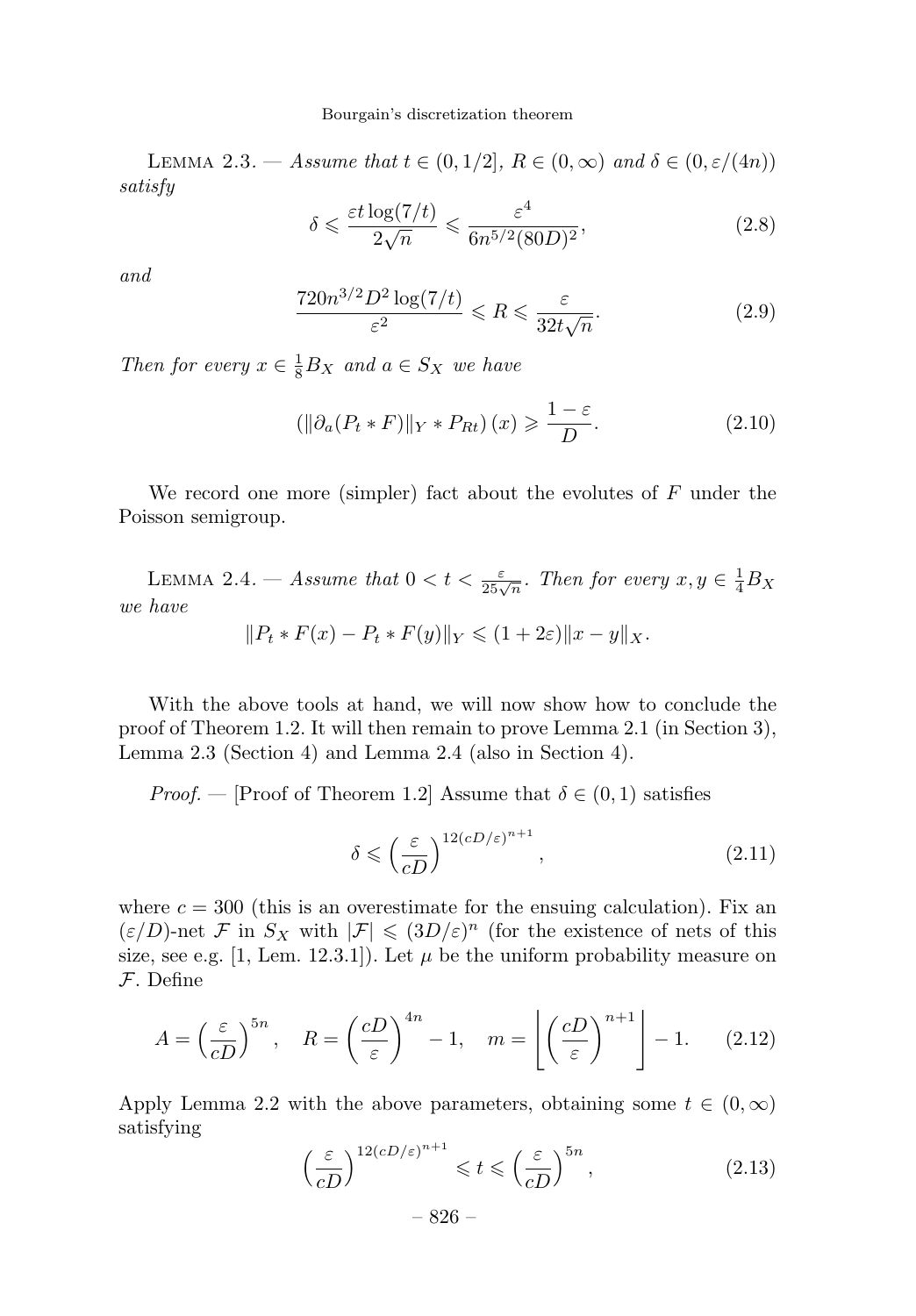Lemma 2.3. — *Assume that $t \in (0, 1/2]$, $R \in (0, \infty)$ and $\delta \in (0, \varepsilon/(4n))$ satisfy*

$$\delta \leqslant \frac{\varepsilon t \log(7/t)}{2\sqrt{n}} \leqslant \frac{\varepsilon^4}{6n^{5/2}(80D)^2}, \tag{2.8}$$

*and*

$$\frac{720 n^{3/2} D^2 \log(7/t)}{\varepsilon^2} \leqslant R \leqslant \frac{\varepsilon}{32 t \sqrt{n}}. \tag{2.9}$$

*Then for every $x \in \frac{1}{8} B_X$ and $a \in S_X$ we have*

$$\left( \| \partial_a (P_t * F) \|_Y * P_{Rt} \right)(x) \geqslant \frac{1-\varepsilon}{D}. \tag{2.10}$$

We record one more (simpler) fact about the evolutes of $F$ under the Poisson semigroup.

Lemma 2.4. — *Assume that $0 < t < \frac{\varepsilon}{25\sqrt{n}}$. Then for every $x, y \in \frac{1}{4} B_X$ we have*

$$\| P_t * F(x) - P_t * F(y) \|_Y \leqslant (1 + 2\varepsilon) \| x - y \|_X.$$

With the above tools at hand, we will now show how to conclude the proof of Theorem 1.2. It will then remain to prove Lemma 2.1 (in Section 3), Lemma 2.3 (Section 4) and Lemma 2.4 (also in Section 4).

*Proof.* — [Proof of Theorem 1.2] Assume that $\delta \in (0, 1)$ satisfies

$$\delta \leqslant \left( \frac{\varepsilon}{cD} \right)^{12(cD/\varepsilon)^{n+1}}, \tag{2.11}$$

where $c = 300$ (this is an overestimate for the ensuing calculation). Fix an $(\varepsilon/D)$-net $\mathcal{F}$ in $S_X$ with $|\mathcal{F}| \leqslant (3D/\varepsilon)^n$ (for the existence of nets of this size, see e.g. [1, Lem. 12.3.1]). Let $\mu$ be the uniform probability measure on $\mathcal{F}$. Define

$$A = \left( \frac{\varepsilon}{cD} \right)^{5n}, \quad R = \left( \frac{cD}{\varepsilon} \right)^{4n} - 1, \quad m = \left\lfloor \left( \frac{cD}{\varepsilon} \right)^{n+1} \right\rfloor - 1. \tag{2.12}$$

Apply Lemma 2.2 with the above parameters, obtaining some $t \in (0, \infty)$ satisfying

$$\left( \frac{\varepsilon}{cD} \right)^{12(cD/\varepsilon)^{n+1}} \leqslant t \leqslant \left( \frac{\varepsilon}{cD} \right)^{5n}, \tag{2.13}$$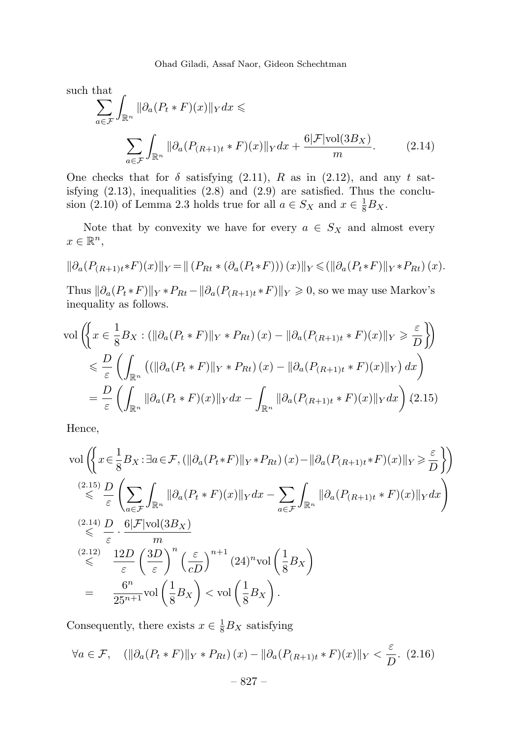such that

$$\sum_{a\in\mathcal{F}}\int_{\mathbb{R}^n}\|\partial_a(P_t*F)(x)\|_Y dx \leqslant \sum_{a\in\mathcal{F}}\int_{\mathbb{R}^n}\|\partial_a(P_{(R+1)t}*F)(x)\|_Y dx + \frac{6|\mathcal{F}|\mathrm{vol}(3B_X)}{m}. \tag{2.14}$$

One checks that for $\delta$ satisfying (2.11), $R$ as in (2.12), and any $t$ satisfying (2.13), inequalities (2.8) and (2.9) are satisfied. Thus the conclusion (2.10) of Lemma 2.3 holds true for all $a \in S_X$ and $x \in \frac{1}{8}B_X$.

Note that by convexity we have for every $a \in S_X$ and almost every $x \in \mathbb{R}^n$,

$$\|\partial_a(P_{(R+1)t}*F)(x)\|_Y = \|\left(P_{Rt}*(\partial_a(P_t*F))\right)(x)\|_Y \leqslant \left(\|\partial_a(P_t*F)\|_Y * P_{Rt}\right)(x).$$

Thus $\|\partial_a(P_t*F)\|_Y * P_{Rt} - \|\partial_a(P_{(R+1)t}*F)\|_Y \geqslant 0$, so we may use Markov's inequality as follows.

$$\begin{aligned}
&\mathrm{vol}\left(\left\{x\in\frac{1}{8}B_X : \left(\|\partial_a(P_t*F)\|_Y*P_{Rt}\right)(x) - \|\partial_a(P_{(R+1)t}*F)(x)\|_Y \geqslant \frac{\varepsilon}{D}\right\}\right)\\
&\quad\leqslant \frac{D}{\varepsilon}\left(\int_{\mathbb{R}^n}\left(\left(\|\partial_a(P_t*F)\|_Y*P_{Rt}\right)(x) - \|\partial_a(P_{(R+1)t}*F)(x)\|_Y\right)dx\right)\\
&\quad= \frac{D}{\varepsilon}\left(\int_{\mathbb{R}^n}\|\partial_a(P_t*F)(x)\|_Y dx - \int_{\mathbb{R}^n}\|\partial_a(P_{(R+1)t}*F)(x)\|_Y dx\right). \qquad (2.15)
\end{aligned}$$

Hence,

$$\begin{aligned}
&\mathrm{vol}\left(\left\{x\in\frac{1}{8}B_X : \exists a\in\mathcal{F}, \left(\|\partial_a(P_t*F)\|_Y*P_{Rt}\right)(x) - \|\partial_a(P_{(R+1)t}*F)(x)\|_Y \geqslant \frac{\varepsilon}{D}\right\}\right)\\
&\overset{(2.15)}{\leqslant} \frac{D}{\varepsilon}\left(\sum_{a\in\mathcal{F}}\int_{\mathbb{R}^n}\|\partial_a(P_t*F)(x)\|_Y dx - \sum_{a\in\mathcal{F}}\int_{\mathbb{R}^n}\|\partial_a(P_{(R+1)t}*F)(x)\|_Y dx\right)\\
&\overset{(2.14)}{\leqslant} \frac{D}{\varepsilon}\cdot\frac{6|\mathcal{F}|\mathrm{vol}(3B_X)}{m}\\
&\overset{(2.12)}{\leqslant} \frac{12D}{\varepsilon}\left(\frac{3D}{\varepsilon}\right)^n\left(\frac{\varepsilon}{cD}\right)^{n+1}(24)^n\mathrm{vol}\left(\frac{1}{8}B_X\right)\\
&= \frac{6^n}{25^{n+1}}\mathrm{vol}\left(\frac{1}{8}B_X\right) < \mathrm{vol}\left(\frac{1}{8}B_X\right).
\end{aligned}$$

Consequently, there exists $x \in \frac{1}{8}B_X$ satisfying

$$\forall a\in\mathcal{F},\quad \left(\|\partial_a(P_t*F)\|_Y*P_{Rt}\right)(x) - \|\partial_a(P_{(R+1)t}*F)(x)\|_Y < \frac{\varepsilon}{D}. \tag{2.16}$$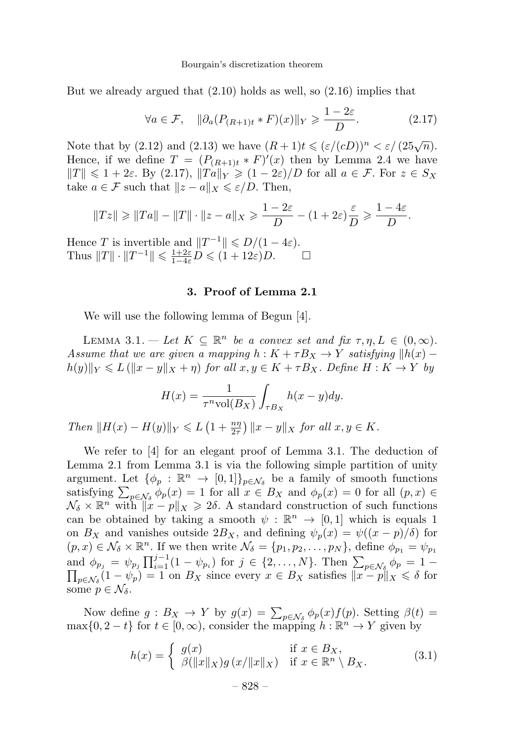But we already argued that (2.10) holds as well, so (2.16) implies that

$$\forall a \in \mathcal{F}, \quad \|\partial_a (P_{(R+1)t} * F)(x)\|_Y \geqslant \frac{1-2\varepsilon}{D}. \tag{2.17}$$

Note that by (2.12) and (2.13) we have $(R+1)t \leqslant (\varepsilon/(cD))^n < \varepsilon/(25\sqrt{n})$. Hence, if we define $T = (P_{(R+1)t} * F)'(x)$ then by Lemma 2.4 we have $\|T\| \leqslant 1 + 2\varepsilon$. By (2.17), $\|Ta\|_Y \geqslant (1-2\varepsilon)/D$ for all $a \in \mathcal{F}$. For $z \in S_X$ take $a \in \mathcal{F}$ such that $\|z - a\|_X \leqslant \varepsilon/D$. Then,

$$\|Tz\| \geqslant \|Ta\| - \|T\| \cdot \|z-a\|_X \geqslant \frac{1-2\varepsilon}{D} - (1+2\varepsilon)\frac{\varepsilon}{D} \geqslant \frac{1-4\varepsilon}{D}.$$

Hence $T$ is invertible and $\|T^{-1}\| \leqslant D/(1-4\varepsilon)$.
Thus $\|T\| \cdot \|T^{-1}\| \leqslant \frac{1+2\varepsilon}{1-4\varepsilon} D \leqslant (1+12\varepsilon)D$. $\square$

## 3. Proof of Lemma 2.1

We will use the following lemma of Begun [4].

Lemma 3.1. — *Let $K \subseteq \mathbb{R}^n$ be a convex set and fix $\tau, \eta, L \in (0,\infty)$. Assume that we are given a mapping $h : K + \tau B_X \to Y$ satisfying $\|h(x) - h(y)\|_Y \leqslant L(\|x-y\|_X + \eta)$ for all $x, y \in K + \tau B_X$. Define $H : K \to Y$ by*

$$H(x) = \frac{1}{\tau^n \mathrm{vol}(B_X)} \int_{\tau B_X} h(x-y)dy.$$

*Then $\|H(x) - H(y)\|_Y \leqslant L\left(1 + \frac{n\eta}{2\tau}\right)\|x-y\|_X$ for all $x, y \in K$.*

We refer to [4] for an elegant proof of Lemma 3.1. The deduction of Lemma 2.1 from Lemma 3.1 is via the following simple partition of unity argument. Let $\{\phi_p : \mathbb{R}^n \to [0,1]\}_{p \in \mathcal{N}_\delta}$ be a family of smooth functions satisfying $\sum_{p\in\mathcal{N}_\delta} \phi_p(x) = 1$ for all $x \in B_X$ and $\phi_p(x) = 0$ for all $(p,x) \in \mathcal{N}_\delta \times \mathbb{R}^n$ with $\|x - p\|_X \geqslant 2\delta$. A standard construction of such functions can be obtained by taking a smooth $\psi : \mathbb{R}^n \to [0,1]$ which is equals 1 on $B_X$ and vanishes outside $2B_X$, and defining $\psi_p(x) = \psi((x-p)/\delta)$ for $(p,x) \in \mathcal{N}_\delta \times \mathbb{R}^n$. If we then write $\mathcal{N}_\delta = \{p_1, p_2, \ldots, p_N\}$, define $\phi_{p_1} = \psi_{p_1}$ and $\phi_{p_j} = \psi_{p_j}\prod_{i=1}^{j-1}(1-\psi_{p_i})$ for $j \in \{2,\ldots,N\}$. Then $\sum_{p\in\mathcal{N}_\delta}\phi_p = 1 - \prod_{p\in\mathcal{N}_\delta}(1-\psi_p) = 1$ on $B_X$ since every $x \in B_X$ satisfies $\|x-p\|_X \leqslant \delta$ for some $p \in \mathcal{N}_\delta$.

Now define $g : B_X \to Y$ by $g(x) = \sum_{p\in\mathcal{N}_\delta}\phi_p(x)f(p)$. Setting $\beta(t) = \max\{0, 2-t\}$ for $t \in [0,\infty)$, consider the mapping $h : \mathbb{R}^n \to Y$ given by

$$h(x) = \begin{cases} g(x) & \text{if } x \in B_X, \\ \beta(\|x\|_X) g(x/\|x\|_X) & \text{if } x \in \mathbb{R}^n \setminus B_X. \end{cases} \tag{3.1}$$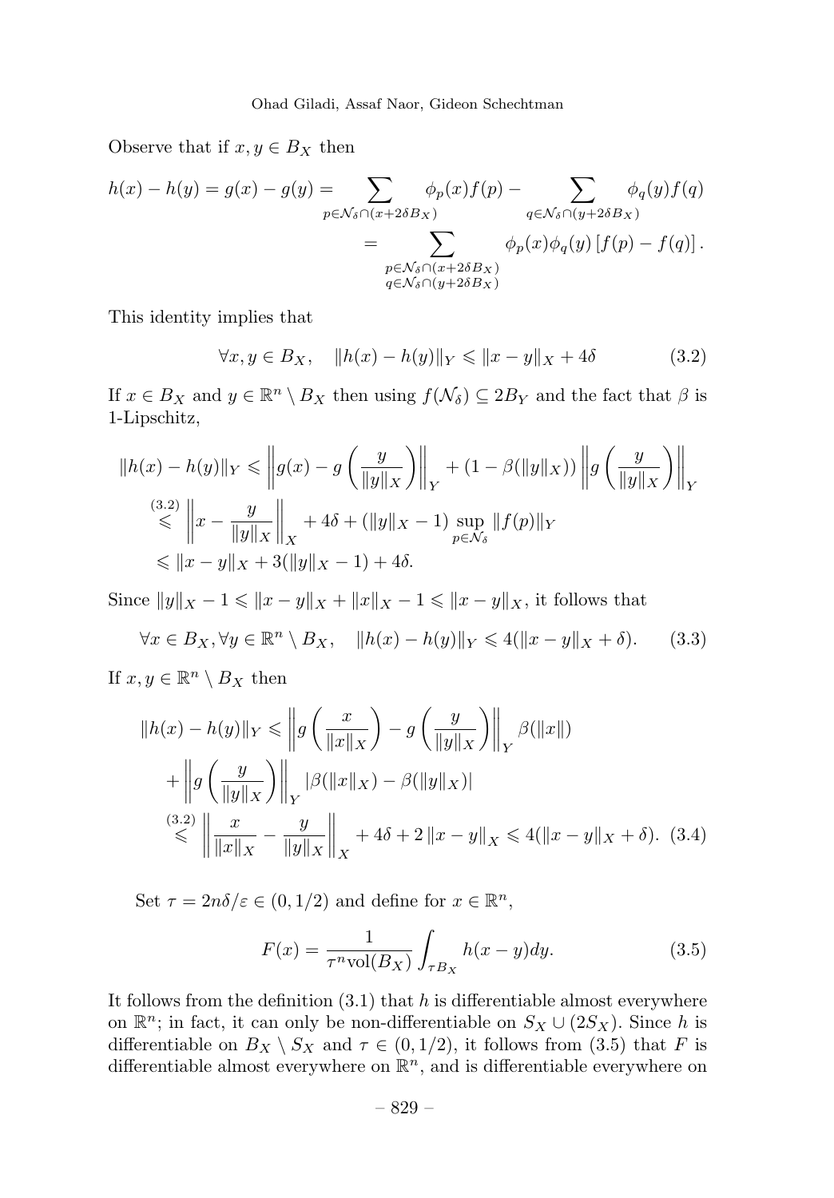Observe that if $x, y \in B_X$ then

$$
\begin{aligned}
h(x)-h(y) = g(x)-g(y) &= \sum_{p\in\mathcal{N}_\delta\cap(x+2\delta B_X)} \phi_p(x)f(p) - \sum_{q\in\mathcal{N}_\delta\cap(y+2\delta B_X)} \phi_q(y)f(q)\\
&= \sum_{\substack{p\in\mathcal{N}_\delta\cap(x+2\delta B_X)\\ q\in\mathcal{N}_\delta\cap(y+2\delta B_X)}} \phi_p(x)\phi_q(y)\left[f(p)-f(q)\right].
\end{aligned}
$$

This identity implies that

$$
\forall x,y\in B_X,\quad \|h(x)-h(y)\|_Y \leqslant \|x-y\|_X + 4\delta \tag{3.2}
$$

If $x \in B_X$ and $y \in \mathbb{R}^n \setminus B_X$ then using $f(\mathcal{N}_\delta) \subseteq 2B_Y$ and the fact that $\beta$ is 1-Lipschitz,

$$
\begin{aligned}
\|h(x)-h(y)\|_Y &\leqslant \left\|g(x)-g\left(\frac{y}{\|y\|_X}\right)\right\|_Y + (1-\beta(\|y\|_X))\left\|g\left(\frac{y}{\|y\|_X}\right)\right\|_Y\\
&\overset{(3.2)}{\leqslant} \left\|x-\frac{y}{\|y\|_X}\right\|_X + 4\delta + (\|y\|_X-1)\sup_{p\in\mathcal{N}_\delta}\|f(p)\|_Y\\
&\leqslant \|x-y\|_X + 3(\|y\|_X-1)+4\delta.
\end{aligned}
$$

Since $\|y\|_X - 1 \leqslant \|x-y\|_X + \|x\|_X - 1 \leqslant \|x-y\|_X$, it follows that

$$
\forall x\in B_X, \forall y\in\mathbb{R}^n\setminus B_X,\quad \|h(x)-h(y)\|_Y \leqslant 4(\|x-y\|_X+\delta). \tag{3.3}
$$

If $x, y \in \mathbb{R}^n \setminus B_X$ then

$$
\begin{aligned}
\|h(x)-h(y)\|_Y &\leqslant \left\|g\left(\frac{x}{\|x\|_X}\right)-g\left(\frac{y}{\|y\|_X}\right)\right\|_Y \beta(\|x\|)\\
&\quad + \left\|g\left(\frac{y}{\|y\|_X}\right)\right\|_Y |\beta(\|x\|_X)-\beta(\|y\|_X)|\\
&\overset{(3.2)}{\leqslant} \left\|\frac{x}{\|x\|_X}-\frac{y}{\|y\|_X}\right\|_X + 4\delta + 2\|x-y\|_X \leqslant 4(\|x-y\|_X+\delta).
\end{aligned} \tag{3.4}
$$

Set $\tau = 2n\delta/\varepsilon \in (0,1/2)$ and define for $x \in \mathbb{R}^n$,

$$
F(x) = \frac{1}{\tau^n \mathrm{vol}(B_X)}\int_{\tau B_X} h(x-y)dy. \tag{3.5}
$$

It follows from the definition (3.1) that $h$ is differentiable almost everywhere on $\mathbb{R}^n$; in fact, it can only be non-differentiable on $S_X \cup (2S_X)$. Since $h$ is differentiable on $B_X \setminus S_X$ and $\tau \in (0,1/2)$, it follows from (3.5) that $F$ is differentiable almost everywhere on $\mathbb{R}^n$, and is differentiable everywhere on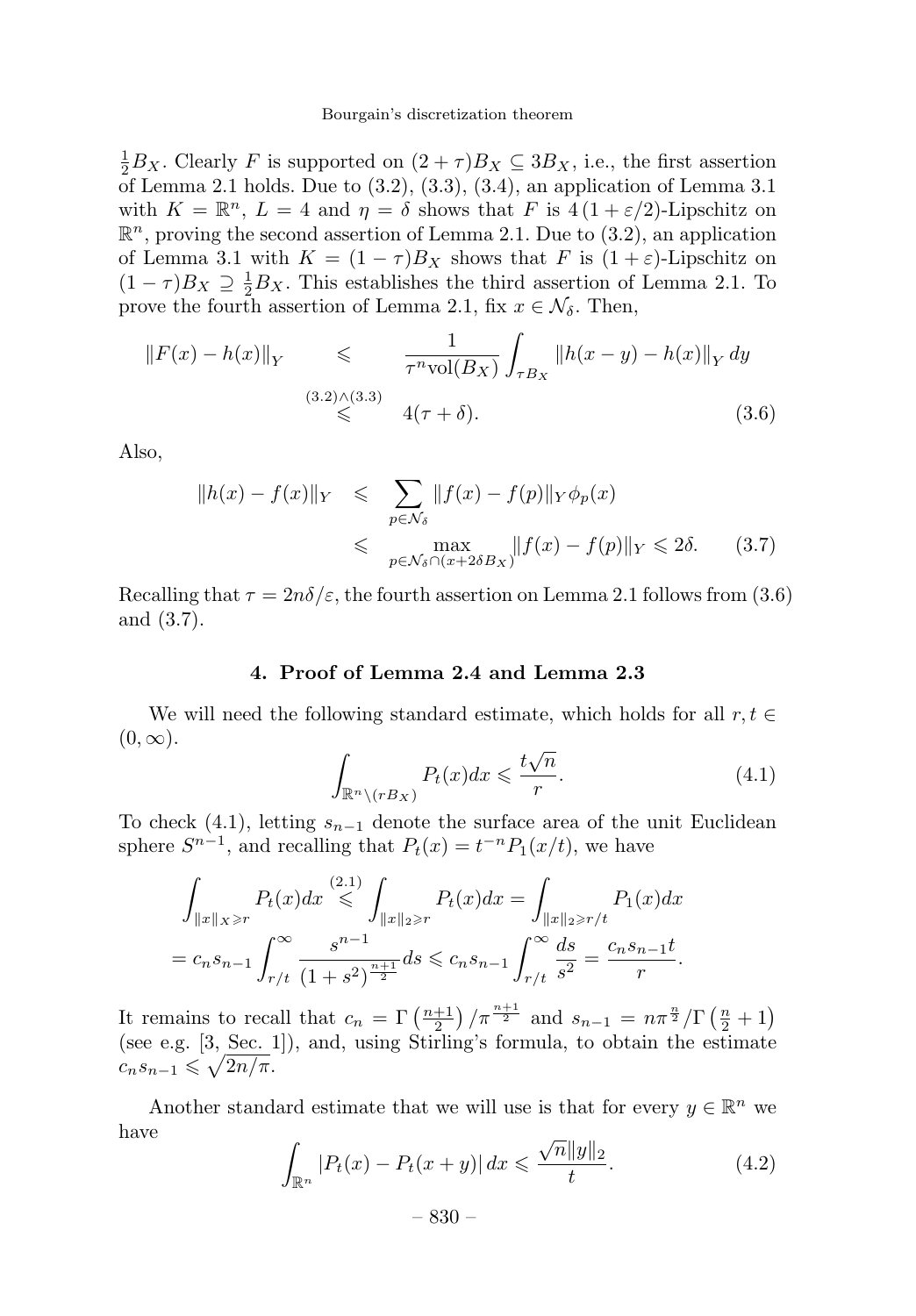$\frac{1}{2}B_X$. Clearly $F$ is supported on $(2+\tau)B_X \subseteq 3B_X$, i.e., the first assertion of Lemma 2.1 holds. Due to (3.2), (3.3), (3.4), an application of Lemma 3.1 with $K = \mathbb{R}^n$, $L = 4$ and $\eta = \delta$ shows that $F$ is $4(1+\varepsilon/2)$-Lipschitz on $\mathbb{R}^n$, proving the second assertion of Lemma 2.1. Due to (3.2), an application of Lemma 3.1 with $K = (1-\tau)B_X$ shows that $F$ is $(1+\varepsilon)$-Lipschitz on $(1-\tau)B_X \supseteq \frac{1}{2}B_X$. This establishes the third assertion of Lemma 2.1. To prove the fourth assertion of Lemma 2.1, fix $x \in \mathcal{N}_\delta$. Then,

$$\|F(x) - h(x)\|_Y \leqslant \frac{1}{\tau^n \mathrm{vol}(B_X)} \int_{\tau B_X} \|h(x-y) - h(x)\|_Y \, dy \overset{(3.2)\wedge(3.3)}{\leqslant} 4(\tau + \delta). \tag{3.6}$$

Also,

$$\begin{aligned} \|h(x) - f(x)\|_Y &\leqslant \sum_{p \in \mathcal{N}_\delta} \|f(x) - f(p)\|_Y \phi_p(x) \\ &\leqslant \max_{p \in \mathcal{N}_\delta \cap (x + 2\delta B_X)} \|f(x) - f(p)\|_Y \leqslant 2\delta. \end{aligned} \tag{3.7}$$

Recalling that $\tau = 2n\delta/\varepsilon$, the fourth assertion on Lemma 2.1 follows from (3.6) and (3.7).

## 4. Proof of Lemma 2.4 and Lemma 2.3

We will need the following standard estimate, which holds for all $r, t \in (0, \infty)$.

$$\int_{\mathbb{R}^n \setminus (rB_X)} P_t(x) dx \leqslant \frac{t\sqrt{n}}{r}. \tag{4.1}$$

To check (4.1), letting $s_{n-1}$ denote the surface area of the unit Euclidean sphere $S^{n-1}$, and recalling that $P_t(x) = t^{-n}P_1(x/t)$, we have

$$\begin{aligned} \int_{\|x\|_X \geqslant r} P_t(x) dx &\overset{(2.1)}{\leqslant} \int_{\|x\|_2 \geqslant r} P_t(x) dx = \int_{\|x\|_2 \geqslant r/t} P_1(x) dx \\ &= c_n s_{n-1} \int_{r/t}^\infty \frac{s^{n-1}}{(1+s^2)^{\frac{n+1}{2}}} ds \leqslant c_n s_{n-1} \int_{r/t}^\infty \frac{ds}{s^2} = \frac{c_n s_{n-1} t}{r}. \end{aligned}$$

It remains to recall that $c_n = \Gamma\left(\frac{n+1}{2}\right)/\pi^{\frac{n+1}{2}}$ and $s_{n-1} = n\pi^{\frac{n}{2}}/\Gamma\left(\frac{n}{2}+1\right)$ (see e.g. [3, Sec. 1]), and, using Stirling's formula, to obtain the estimate $c_n s_{n-1} \leqslant \sqrt{2n/\pi}$.

Another standard estimate that we will use is that for every $y \in \mathbb{R}^n$ we have

$$\int_{\mathbb{R}^n} |P_t(x) - P_t(x+y)| \, dx \leqslant \frac{\sqrt{n}\|y\|_2}{t}. \tag{4.2}$$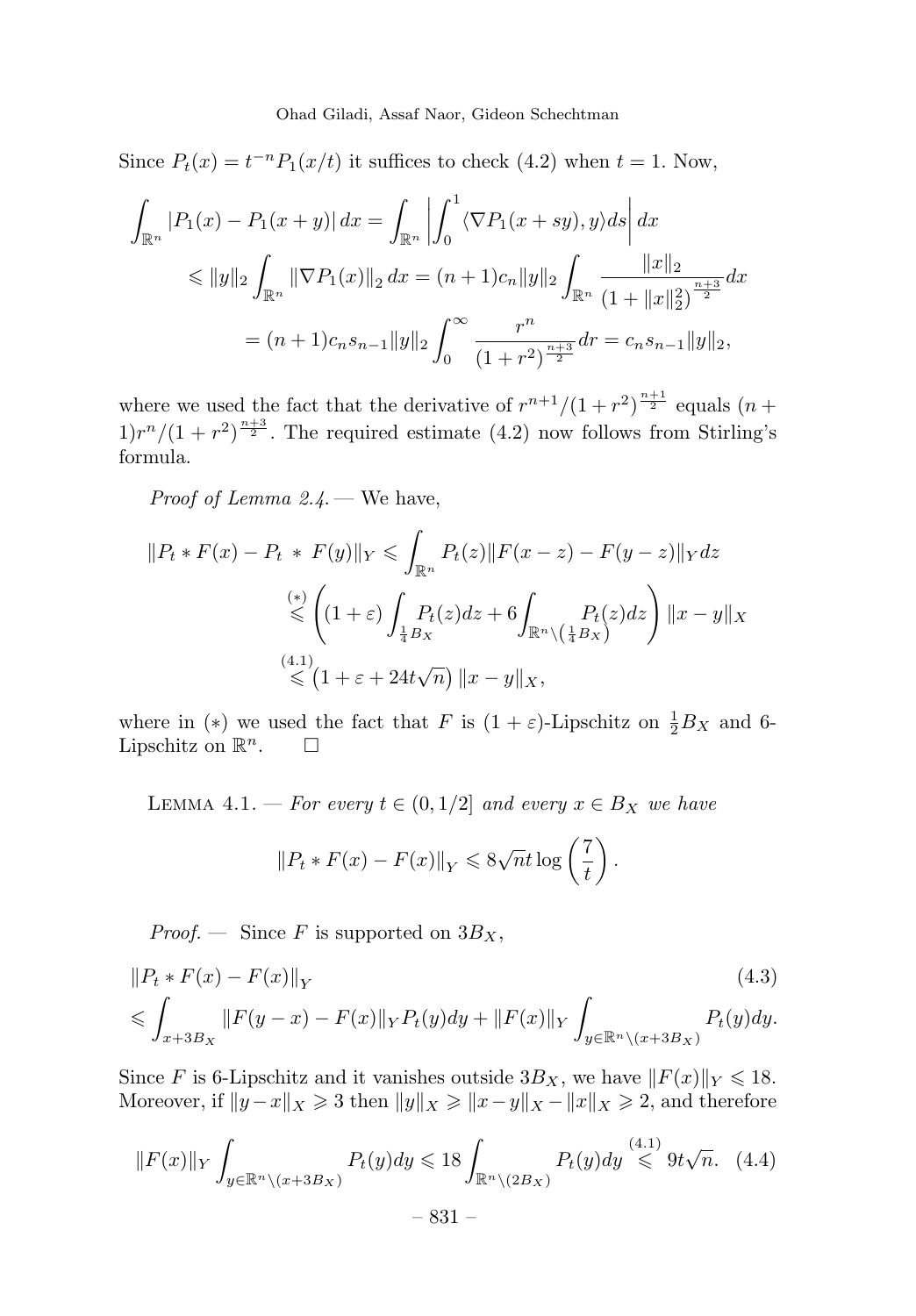Since $P_t(x) = t^{-n}P_1(x/t)$ it suffices to check (4.2) when $t=1$. Now,

$$
\begin{aligned}
\int_{\mathbb{R}^n} |P_1(x) - P_1(x+y)|\,dx &= \int_{\mathbb{R}^n} \left| \int_0^1 \langle \nabla P_1(x+sy), y\rangle ds \right| dx \\
&\leqslant \|y\|_2 \int_{\mathbb{R}^n} \|\nabla P_1(x)\|_2\,dx = (n+1)c_n\|y\|_2 \int_{\mathbb{R}^n} \frac{\|x\|_2}{(1+\|x\|_2^2)^{\frac{n+3}{2}}}dx \\
&= (n+1)c_n s_{n-1}\|y\|_2 \int_0^\infty \frac{r^n}{(1+r^2)^{\frac{n+3}{2}}}dr = c_n s_{n-1}\|y\|_2,
\end{aligned}
$$

where we used the fact that the derivative of $r^{n+1}/(1+r^2)^{\frac{n+1}{2}}$ equals $(n+1)r^n/(1+r^2)^{\frac{n+3}{2}}$. The required estimate (4.2) now follows from Stirling's formula.

*Proof of Lemma 2.4.* — We have,

$$
\begin{aligned}
\|P_t * F(x) - P_t * F(y)\|_Y &\leqslant \int_{\mathbb{R}^n} P_t(z)\|F(x-z) - F(y-z)\|_Y dz \\
&\overset{(*)}{\leqslant} \left( (1+\varepsilon)\int_{\frac{1}{4}B_X} P_t(z)dz + 6\int_{\mathbb{R}^n\setminus\left(\frac{1}{4}B_X\right)} P_t(z)dz \right)\|x-y\|_X \\
&\overset{(4.1)}{\leqslant} \left(1+\varepsilon+24t\sqrt{n}\right)\|x-y\|_X,
\end{aligned}
$$

where in $(*)$ we used the fact that $F$ is $(1+\varepsilon)$-Lipschitz on $\frac{1}{2}B_X$ and 6-Lipschitz on $\mathbb{R}^n$. □

Lemma 4.1. — *For every $t \in (0,1/2]$ and every $x \in B_X$ we have*

$$
\|P_t * F(x) - F(x)\|_Y \leqslant 8\sqrt{n}t\log\left(\frac{7}{t}\right).
$$

*Proof.* — Since $F$ is supported on $3B_X$,

$$
\begin{aligned}
&\|P_t * F(x) - F(x)\|_Y \qquad\qquad (4.3)\\
&\leqslant \int_{x+3B_X} \|F(y-x) - F(x)\|_Y P_t(y)dy + \|F(x)\|_Y \int_{y\in\mathbb{R}^n\setminus(x+3B_X)} P_t(y)dy.
\end{aligned}
$$

Since $F$ is 6-Lipschitz and it vanishes outside $3B_X$, we have $\|F(x)\|_Y \leqslant 18$. Moreover, if $\|y-x\|_X \geqslant 3$ then $\|y\|_X \geqslant \|x-y\|_X - \|x\|_X \geqslant 2$, and therefore

$$
\|F(x)\|_Y \int_{y\in\mathbb{R}^n\setminus(x+3B_X)} P_t(y)dy \leqslant 18\int_{\mathbb{R}^n\setminus(2B_X)} P_t(y)dy \overset{(4.1)}{\leqslant} 9t\sqrt{n}. \quad (4.4)
$$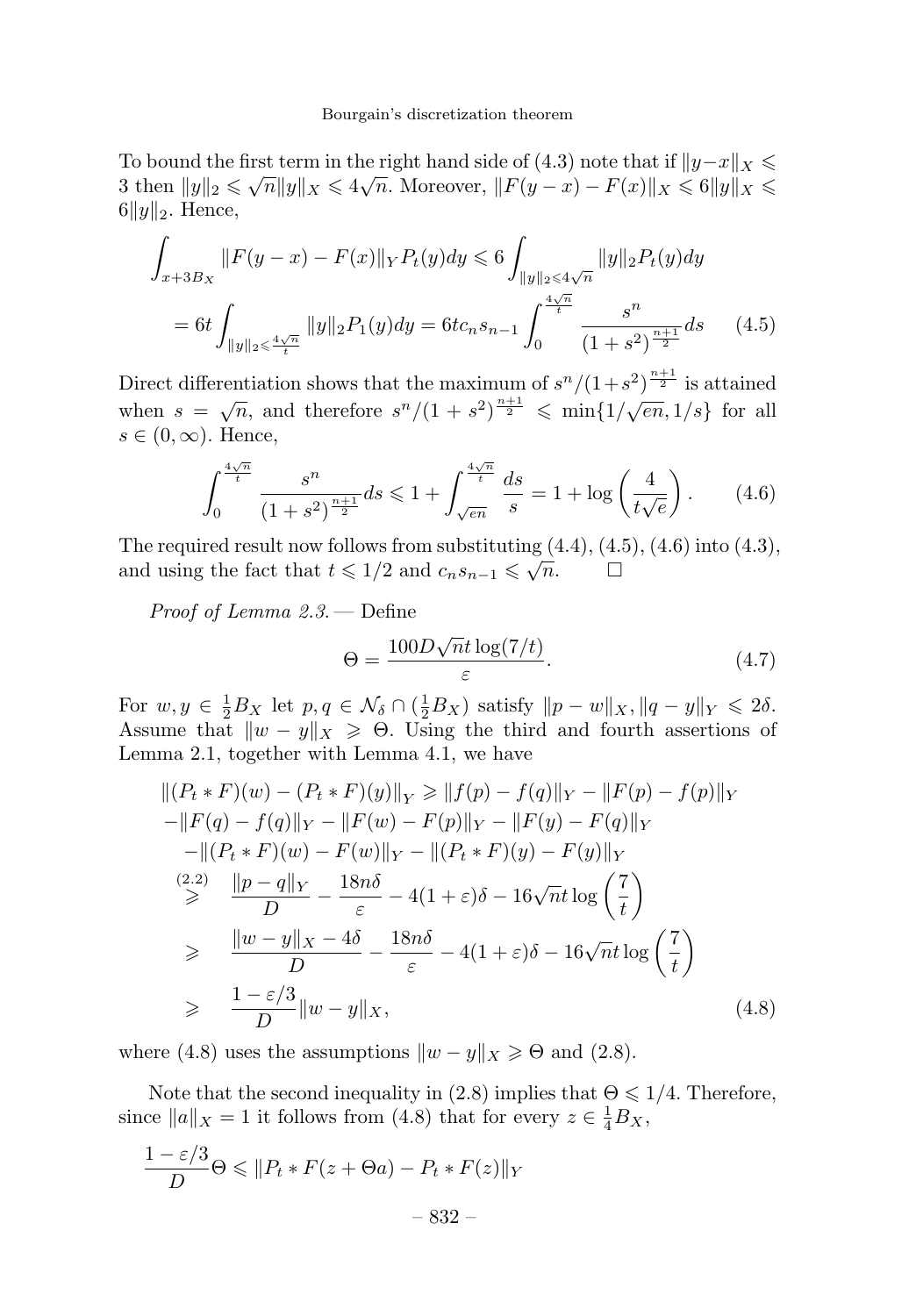To bound the first term in the right hand side of (4.3) note that if $\|y-x\|_X \leqslant 3$ then $\|y\|_2 \leqslant \sqrt{n}\|y\|_X \leqslant 4\sqrt{n}$. Moreover, $\|F(y-x) - F(x)\|_X \leqslant 6\|y\|_X \leqslant 6\|y\|_2$. Hence,

$$\int_{x+3B_X} \|F(y-x) - F(x)\|_Y P_t(y)dy \leqslant 6\int_{\|y\|_2 \leqslant 4\sqrt{n}} \|y\|_2 P_t(y)dy$$

$$= 6t\int_{\|y\|_2 \leqslant \frac{4\sqrt{n}}{t}} \|y\|_2 P_1(y)dy = 6tc_n s_{n-1}\int_0^{\frac{4\sqrt{n}}{t}} \frac{s^n}{(1+s^2)^{\frac{n+1}{2}}}ds \qquad (4.5)$$

Direct differentiation shows that the maximum of $s^n/(1+s^2)^{\frac{n+1}{2}}$ is attained when $s = \sqrt{n}$, and therefore $s^n/(1+s^2)^{\frac{n+1}{2}} \leqslant \min\{1/\sqrt{en}, 1/s\}$ for all $s \in (0, \infty)$. Hence,

$$\int_0^{\frac{4\sqrt{n}}{t}} \frac{s^n}{(1+s^2)^{\frac{n+1}{2}}}ds \leqslant 1 + \int_{\sqrt{en}}^{\frac{4\sqrt{n}}{t}} \frac{ds}{s} = 1 + \log\left(\frac{4}{t\sqrt{e}}\right). \qquad (4.6)$$

The required result now follows from substituting (4.4), (4.5), (4.6) into (4.3), and using the fact that $t \leqslant 1/2$ and $c_n s_{n-1} \leqslant \sqrt{n}$. $\square$

*Proof of Lemma 2.3.* — Define

$$\Theta = \frac{100D\sqrt{n}t\log(7/t)}{\varepsilon}. \qquad (4.7)$$

For $w, y \in \frac{1}{2}B_X$ let $p, q \in \mathcal{N}_\delta \cap (\frac{1}{2}B_X)$ satisfy $\|p-w\|_X, \|q-y\|_Y \leqslant 2\delta$. Assume that $\|w-y\|_X \geqslant \Theta$. Using the third and fourth assertions of Lemma 2.1, together with Lemma 4.1, we have

$$\begin{aligned}
\|(P_t * F)(w) - (P_t * F)(y)\|_Y &\geqslant \|f(p) - f(q)\|_Y - \|F(p) - f(p)\|_Y \\
-\|F(q) - f(q)\|_Y &- \|F(w) - F(p)\|_Y - \|F(y) - F(q)\|_Y \\
-\|(P_t * F)(w) &- F(w)\|_Y - \|(P_t * F)(y) - F(y)\|_Y \\
\overset{(2.2)}{\geqslant} \quad &\frac{\|p-q\|_Y}{D} - \frac{18n\delta}{\varepsilon} - 4(1+\varepsilon)\delta - 16\sqrt{n}t\log\left(\frac{7}{t}\right) \\
\geqslant \quad &\frac{\|w-y\|_X - 4\delta}{D} - \frac{18n\delta}{\varepsilon} - 4(1+\varepsilon)\delta - 16\sqrt{n}t\log\left(\frac{7}{t}\right) \\
\geqslant \quad &\frac{1-\varepsilon/3}{D}\|w-y\|_X, \qquad (4.8)
\end{aligned}$$

where (4.8) uses the assumptions $\|w-y\|_X \geqslant \Theta$ and (2.8).

Note that the second inequality in (2.8) implies that $\Theta \leqslant 1/4$. Therefore, since $\|a\|_X = 1$ it follows from (4.8) that for every $z \in \frac{1}{4}B_X$,

$$\frac{1-\varepsilon/3}{D}\Theta \leqslant \|P_t * F(z+\Theta a) - P_t * F(z)\|_Y$$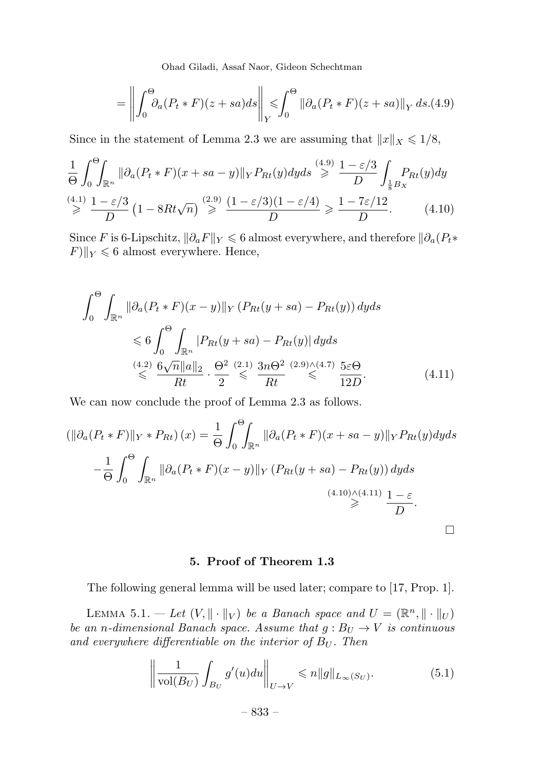$$= \left\| \int_0^\Theta \partial_a (P_t * F)(z+sa) ds \right\|_Y \leqslant \int_0^\Theta \|\partial_a (P_t * F)(z+sa)\|_Y \, ds. \quad (4.9)$$

Since in the statement of Lemma 2.3 we are assuming that $\|x\|_X \leqslant 1/8$,

$$\frac{1}{\Theta}\int_0^\Theta \int_{\mathbb{R}^n} \|\partial_a (P_t * F)(x+sa-y)\|_Y P_{Rt}(y) dy ds \overset{(4.9)}{\geqslant} \frac{1-\varepsilon/3}{D}\int_{\frac{1}{8}B_X} P_{Rt}(y) dy$$
$$\overset{(4.1)}{\geqslant} \frac{1-\varepsilon/3}{D}\left(1 - 8Rt\sqrt{n}\right) \overset{(2.9)}{\geqslant} \frac{(1-\varepsilon/3)(1-\varepsilon/4)}{D} \geqslant \frac{1-7\varepsilon/12}{D}. \quad (4.10)$$

Since $F$ is 6-Lipschitz, $\|\partial_a F\|_Y \leqslant 6$ almost everywhere, and therefore $\|\partial_a (P_t * F)\|_Y \leqslant 6$ almost everywhere. Hence,

$$\int_0^\Theta \int_{\mathbb{R}^n} \|\partial_a (P_t * F)(x-y)\|_Y \left(P_{Rt}(y+sa) - P_{Rt}(y)\right) dy ds$$
$$\leqslant 6 \int_0^\Theta \int_{\mathbb{R}^n} |P_{Rt}(y+sa) - P_{Rt}(y)| \, dy ds$$
$$\overset{(4.2)}{\leqslant} \frac{6\sqrt{n}\|a\|_2}{Rt} \cdot \frac{\Theta^2}{2} \overset{(2.1)}{\leqslant} \frac{3n\Theta^2}{Rt} \overset{(2.9)\wedge(4.7)}{\leqslant} \frac{5\varepsilon\Theta}{12D}. \quad (4.11)$$

We can now conclude the proof of Lemma 2.3 as follows.

$$\left(\|\partial_a (P_t * F)\|_Y * P_{Rt}\right)(x) = \frac{1}{\Theta}\int_0^\Theta \int_{\mathbb{R}^n} \|\partial_a (P_t * F)(x+sa-y)\|_Y P_{Rt}(y) dy ds$$
$$- \frac{1}{\Theta}\int_0^\Theta \int_{\mathbb{R}^n} \|\partial_a (P_t * F)(x-y)\|_Y \left(P_{Rt}(y+sa) - P_{Rt}(y)\right) dy ds$$
$$\overset{(4.10)\wedge(4.11)}{\geqslant} \frac{1-\varepsilon}{D}.$$

□

## 5. Proof of Theorem 1.3

The following general lemma will be used later; compare to [17, Prop. 1].

Lemma 5.1. — *Let $(V, \|\cdot\|_V)$ be a Banach space and $U = (\mathbb{R}^n, \|\cdot\|_U)$ be an $n$-dimensional Banach space. Assume that $g : B_U \to V$ is continuous and everywhere differentiable on the interior of $B_U$. Then*

$$\left\| \frac{1}{\mathrm{vol}(B_U)} \int_{B_U} g'(u) du \right\|_{U \to V} \leqslant n \|g\|_{L_\infty(S_U)}. \quad (5.1)$$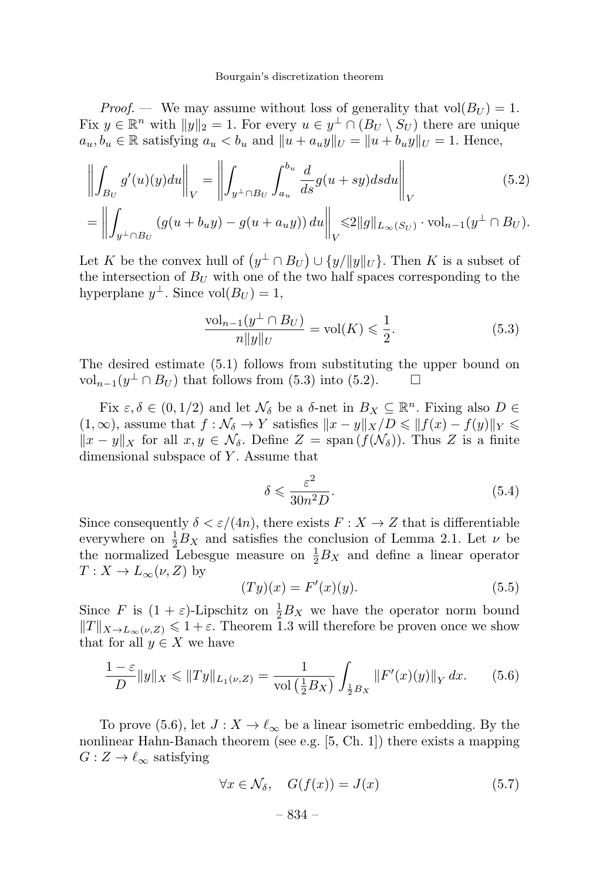*Proof.* — We may assume without loss of generality that $\mathrm{vol}(B_U) = 1$. Fix $y \in \mathbb{R}^n$ with $\|y\|_2 = 1$. For every $u \in y^\perp \cap (B_U \setminus S_U)$ there are unique $a_u, b_u \in \mathbb{R}$ satisfying $a_u < b_u$ and $\|u + a_u y\|_U = \|u + b_u y\|_U = 1$. Hence,

$$\left\| \int_{B_U} g'(u)(y) du \right\|_V = \left\| \int_{y^\perp \cap B_U} \int_{a_u}^{b_u} \frac{d}{ds} g(u + sy) ds du \right\|_V \tag{5.2}$$
$$= \left\| \int_{y^\perp \cap B_U} \left( g(u + b_u y) - g(u + a_u y) \right) du \right\|_V \leqslant 2\|g\|_{L_\infty(S_U)} \cdot \mathrm{vol}_{n-1}(y^\perp \cap B_U).$$

Let $K$ be the convex hull of $\left(y^\perp \cap B_U\right) \cup \{y/\|y\|_U\}$. Then $K$ is a subset of the intersection of $B_U$ with one of the two half spaces corresponding to the hyperplane $y^\perp$. Since $\mathrm{vol}(B_U) = 1$,

$$\frac{\mathrm{vol}_{n-1}(y^\perp \cap B_U)}{n\|y\|_U} = \mathrm{vol}(K) \leqslant \frac{1}{2}. \tag{5.3}$$

The desired estimate (5.1) follows from substituting the upper bound on $\mathrm{vol}_{n-1}(y^\perp \cap B_U)$ that follows from (5.3) into (5.2). $\square$

Fix $\varepsilon, \delta \in (0, 1/2)$ and let $\mathcal{N}_\delta$ be a $\delta$-net in $B_X \subseteq \mathbb{R}^n$. Fixing also $D \in (1, \infty)$, assume that $f : \mathcal{N}_\delta \to Y$ satisfies $\|x - y\|_X / D \leqslant \|f(x) - f(y)\|_Y \leqslant \|x - y\|_X$ for all $x, y \in \mathcal{N}_\delta$. Define $Z = \mathrm{span}\left(f(\mathcal{N}_\delta)\right)$. Thus $Z$ is a finite dimensional subspace of $Y$. Assume that

$$\delta \leqslant \frac{\varepsilon^2}{30n^2 D}. \tag{5.4}$$

Since consequently $\delta < \varepsilon/(4n)$, there exists $F : X \to Z$ that is differentiable everywhere on $\frac{1}{2}B_X$ and satisfies the conclusion of Lemma 2.1. Let $\nu$ be the normalized Lebesgue measure on $\frac{1}{2}B_X$ and define a linear operator $T : X \to L_\infty(\nu, Z)$ by

$$(Ty)(x) = F'(x)(y). \tag{5.5}$$

Since $F$ is $(1+\varepsilon)$-Lipschitz on $\frac{1}{2}B_X$ we have the operator norm bound $\|T\|_{X \to L_\infty(\nu, Z)} \leqslant 1 + \varepsilon$. Theorem 1.3 will therefore be proven once we show that for all $y \in X$ we have

$$\frac{1-\varepsilon}{D}\|y\|_X \leqslant \|Ty\|_{L_1(\nu, Z)} = \frac{1}{\mathrm{vol}\left(\frac{1}{2}B_X\right)} \int_{\frac{1}{2}B_X} \|F'(x)(y)\|_Y \, dx. \tag{5.6}$$

To prove (5.6), let $J : X \to \ell_\infty$ be a linear isometric embedding. By the nonlinear Hahn-Banach theorem (see e.g. [5, Ch. 1]) there exists a mapping $G : Z \to \ell_\infty$ satisfying

$$\forall x \in \mathcal{N}_\delta, \quad G(f(x)) = J(x) \tag{5.7}$$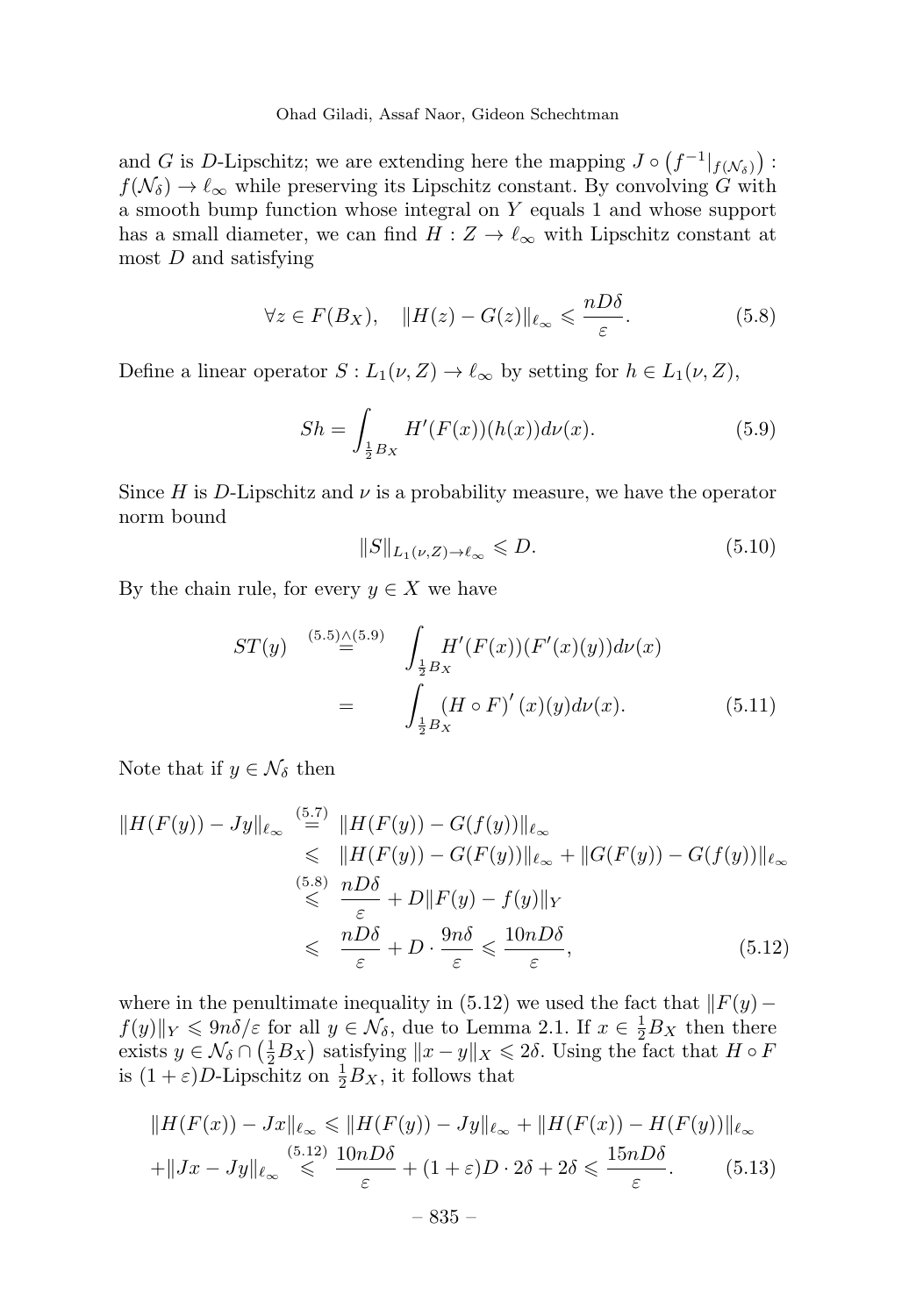and $G$ is $D$-Lipschitz; we are extending here the mapping $J \circ \left(f^{-1}|_{f(\mathcal{N}_\delta)}\right) : f(\mathcal{N}_\delta) \to \ell_\infty$ while preserving its Lipschitz constant. By convolving $G$ with a smooth bump function whose integral on $Y$ equals 1 and whose support has a small diameter, we can find $H : Z \to \ell_\infty$ with Lipschitz constant at most $D$ and satisfying

$$\forall z \in F(B_X), \quad \|H(z) - G(z)\|_{\ell_\infty} \leqslant \frac{nD\delta}{\varepsilon}. \tag{5.8}$$

Define a linear operator $S : L_1(\nu, Z) \to \ell_\infty$ by setting for $h \in L_1(\nu, Z)$,

$$Sh = \int_{\frac{1}{2}B_X} H'(F(x))(h(x))d\nu(x). \tag{5.9}$$

Since $H$ is $D$-Lipschitz and $\nu$ is a probability measure, we have the operator norm bound

$$\|S\|_{L_1(\nu,Z)\to\ell_\infty} \leqslant D. \tag{5.10}$$

By the chain rule, for every $y \in X$ we have

$$\begin{aligned} ST(y) &\overset{(5.5)\wedge(5.9)}{=} \int_{\frac{1}{2}B_X} H'(F(x))(F'(x)(y))d\nu(x) \\ &= \int_{\frac{1}{2}B_X} (H \circ F)'(x)(y)d\nu(x). \end{aligned} \tag{5.11}$$

Note that if $y \in \mathcal{N}_\delta$ then

$$\begin{aligned} \|H(F(y)) - Jy\|_{\ell_\infty} &\overset{(5.7)}{=} \|H(F(y)) - G(f(y))\|_{\ell_\infty} \\ &\leqslant \|H(F(y)) - G(F(y))\|_{\ell_\infty} + \|G(F(y)) - G(f(y))\|_{\ell_\infty} \\ &\overset{(5.8)}{\leqslant} \frac{nD\delta}{\varepsilon} + D\|F(y) - f(y)\|_Y \\ &\leqslant \frac{nD\delta}{\varepsilon} + D \cdot \frac{9n\delta}{\varepsilon} \leqslant \frac{10nD\delta}{\varepsilon}, \end{aligned} \tag{5.12}$$

where in the penultimate inequality in (5.12) we used the fact that $\|F(y) - f(y)\|_Y \leqslant 9n\delta/\varepsilon$ for all $y \in \mathcal{N}_\delta$, due to Lemma 2.1. If $x \in \frac{1}{2}B_X$ then there exists $y \in \mathcal{N}_\delta \cap \left(\frac{1}{2}B_X\right)$ satisfying $\|x - y\|_X \leqslant 2\delta$. Using the fact that $H \circ F$ is $(1+\varepsilon)D$-Lipschitz on $\frac{1}{2}B_X$, it follows that

$$\begin{aligned} \|H(F(x)) - Jx\|_{\ell_\infty} &\leqslant \|H(F(y)) - Jy\|_{\ell_\infty} + \|H(F(x)) - H(F(y))\|_{\ell_\infty} \\ &+ \|Jx - Jy\|_{\ell_\infty} \overset{(5.12)}{\leqslant} \frac{10nD\delta}{\varepsilon} + (1+\varepsilon)D \cdot 2\delta + 2\delta \leqslant \frac{15nD\delta}{\varepsilon}. \end{aligned} \tag{5.13}$$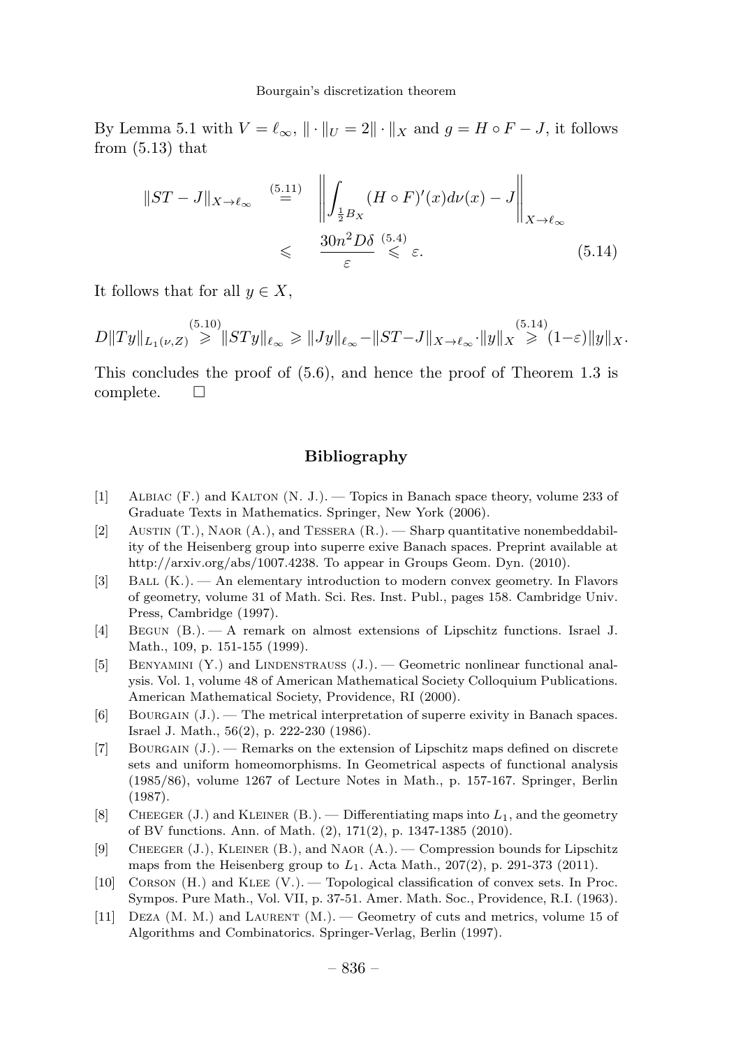By Lemma 5.1 with $V = \ell_\infty$, $\|\cdot\|_U = 2\|\cdot\|_X$ and $g = H \circ F - J$, it follows from (5.13) that

$$\|ST - J\|_{X \to \ell_\infty} \overset{(5.11)}{=} \left\| \int_{\frac{1}{2}B_X} (H \circ F)'(x) d\nu(x) - J \right\|_{X \to \ell_\infty} \leqslant \frac{30n^2 D\delta}{\varepsilon} \overset{(5.4)}{\leqslant} \varepsilon. \tag{5.14}$$

It follows that for all $y \in X$,

$$D\|Ty\|_{L_1(\nu,Z)} \overset{(5.10)}{\geqslant} \|STy\|_{\ell_\infty} \geqslant \|Jy\|_{\ell_\infty} - \|ST - J\|_{X \to \ell_\infty} \cdot \|y\|_X \overset{(5.14)}{\geqslant} (1-\varepsilon)\|y\|_X.$$

This concludes the proof of (5.6), and hence the proof of Theorem 1.3 is complete. $\square$

## Bibliography

[1] Albiac (F.) and Kalton (N. J.). — Topics in Banach space theory, volume 233 of Graduate Texts in Mathematics. Springer, New York (2006).

[2] Austin (T.), Naor (A.), and Tessera (R.). — Sharp quantitative nonembeddability of the Heisenberg group into superre exive Banach spaces. Preprint available at http://arxiv.org/abs/1007.4238. To appear in Groups Geom. Dyn. (2010).

[3] Ball (K.). — An elementary introduction to modern convex geometry. In Flavors of geometry, volume 31 of Math. Sci. Res. Inst. Publ., pages 158. Cambridge Univ. Press, Cambridge (1997).

[4] Begun (B.). — A remark on almost extensions of Lipschitz functions. Israel J. Math., 109, p. 151-155 (1999).

[5] Benyamini (Y.) and Lindenstrauss (J.). — Geometric nonlinear functional analysis. Vol. 1, volume 48 of American Mathematical Society Colloquium Publications. American Mathematical Society, Providence, RI (2000).

[6] Bourgain (J.). — The metrical interpretation of superre exivity in Banach spaces. Israel J. Math., 56(2), p. 222-230 (1986).

[7] Bourgain (J.). — Remarks on the extension of Lipschitz maps defined on discrete sets and uniform homeomorphisms. In Geometrical aspects of functional analysis (1985/86), volume 1267 of Lecture Notes in Math., p. 157-167. Springer, Berlin (1987).

[8] Cheeger (J.) and Kleiner (B.). — Differentiating maps into $L_1$, and the geometry of BV functions. Ann. of Math. (2), 171(2), p. 1347-1385 (2010).

[9] Cheeger (J.), Kleiner (B.), and Naor (A.). — Compression bounds for Lipschitz maps from the Heisenberg group to $L_1$. Acta Math., 207(2), p. 291-373 (2011).

[10] Corson (H.) and Klee (V.). — Topological classification of convex sets. In Proc. Sympos. Pure Math., Vol. VII, p. 37-51. Amer. Math. Soc., Providence, R.I. (1963).

[11] Deza (M. M.) and Laurent (M.). — Geometry of cuts and metrics, volume 15 of Algorithms and Combinatorics. Springer-Verlag, Berlin (1997).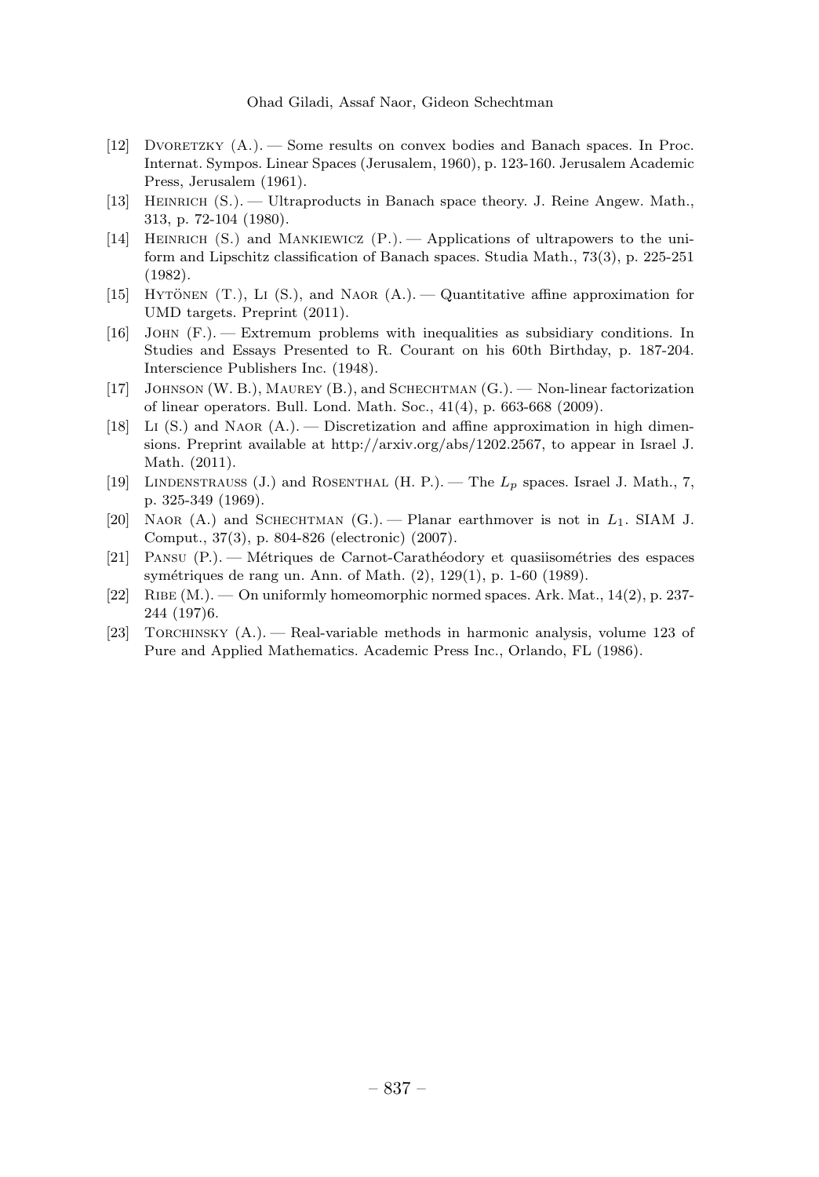[12] Dvoretzky (A.). — Some results on convex bodies and Banach spaces. In Proc. Internat. Sympos. Linear Spaces (Jerusalem, 1960), p. 123-160. Jerusalem Academic Press, Jerusalem (1961).

[13] Heinrich (S.). — Ultraproducts in Banach space theory. J. Reine Angew. Math., 313, p. 72-104 (1980).

[14] Heinrich (S.) and Mankiewicz (P.). — Applications of ultrapowers to the uniform and Lipschitz classification of Banach spaces. Studia Math., 73(3), p. 225-251 (1982).

[15] Hytönen (T.), Li (S.), and Naor (A.). — Quantitative affine approximation for UMD targets. Preprint (2011).

[16] John (F.). — Extremum problems with inequalities as subsidiary conditions. In Studies and Essays Presented to R. Courant on his 60th Birthday, p. 187-204. Interscience Publishers Inc. (1948).

[17] Johnson (W. B.), Maurey (B.), and Schechtman (G.). — Non-linear factorization of linear operators. Bull. Lond. Math. Soc., 41(4), p. 663-668 (2009).

[18] Li (S.) and Naor (A.). — Discretization and affine approximation in high dimensions. Preprint available at http://arxiv.org/abs/1202.2567, to appear in Israel J. Math. (2011).

[19] Lindenstrauss (J.) and Rosenthal (H. P.). — The $L_p$ spaces. Israel J. Math., 7, p. 325-349 (1969).

[20] Naor (A.) and Schechtman (G.). — Planar earthmover is not in $L_1$. SIAM J. Comput., 37(3), p. 804-826 (electronic) (2007).

[21] Pansu (P.). — Métriques de Carnot-Carathéodory et quasiisométries des espaces symétriques de rang un. Ann. of Math. (2), 129(1), p. 1-60 (1989).

[22] Ribe (M.). — On uniformly homeomorphic normed spaces. Ark. Mat., 14(2), p. 237-244 (197)6.

[23] Torchinsky (A.). — Real-variable methods in harmonic analysis, volume 123 of Pure and Applied Mathematics. Academic Press Inc., Orlando, FL (1986).